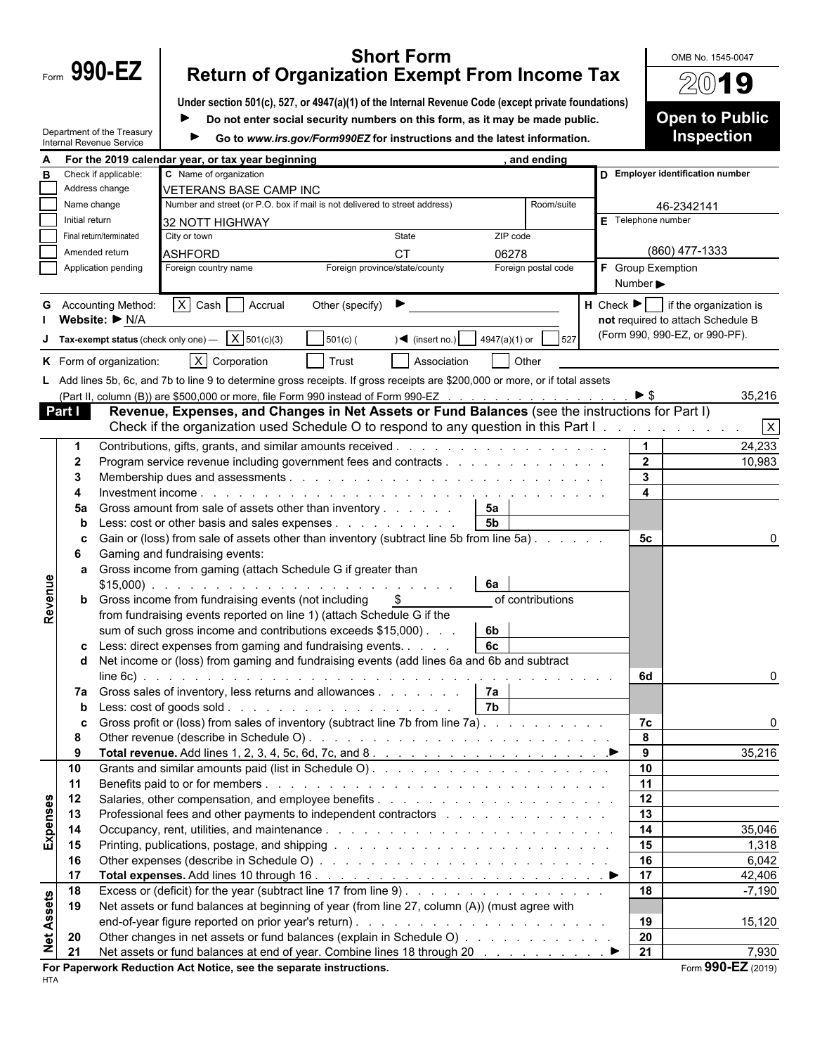Form **990-EZ**

Department of the Treasury
Internal Revenue Service

# Short Form
# Return of Organization Exempt From Income Tax

**Under section 501(c), 527, or 4947(a)(1) of the Internal Revenue Code (except private foundations)**

▶ **Do not enter social security numbers on this form, as it may be made public.**

▶ **Go to *www.irs.gov/Form990EZ* for instructions and the latest information.**

OMB No. 1545-0047

**2019**

**Open to Public Inspection**

**A** For the 2019 calendar year, or tax year beginning , and ending

**B** Check if applicable:
- [ ] Address change
- [ ] Name change
- [ ] Initial return
- [ ] Final return/terminated
- [ ] Amended return
- [ ] Application pending

**C** Name of organization: VETERANS BASE CAMP INC

Number and street (or P.O. box if mail is not delivered to street address): 32 NOTT HIGHWAY — Room/suite:

City or town: ASHFORD — State: CT — ZIP code: 06278

Foreign country name — Foreign province/state/county — Foreign postal code

**D** Employer identification number: 46-2342141

**E** Telephone number: (860) 477-1333

**F** Group Exemption Number ▶

**G** Accounting Method: [X] Cash [ ] Accrual Other (specify) ▶

**H** Check ▶ [ ] if the organization is **not** required to attach Schedule B (Form 990, 990-EZ, or 990-PF).

**I** Website: ▶ N/A

**J** Tax-exempt status (check only one) — [X] 501(c)(3) [ ] 501(c) ( ) ◀ (insert no.) [ ] 4947(a)(1) or [ ] 527

**K** Form of organization: [X] Corporation [ ] Trust [ ] Association [ ] Other

**L** Add lines 5b, 6c, and 7b to line 9 to determine gross receipts. If gross receipts are $200,000 or more, or if total assets (Part II, column (B)) are $500,000 or more, file Form 990 instead of Form 990-EZ ▶ $ 35,216

## Part I — Revenue, Expenses, and Changes in Net Assets or Fund Balances (see the instructions for Part I)

Check if the organization used Schedule O to respond to any question in this Part I [X]

| Section | Line | Description | Sub-line | Sub-amount | Line | Amount |
|---|---|---|---|---|---|---|
| Revenue | 1 | Contributions, gifts, grants, and similar amounts received | | | 1 | 24,233 |
| | 2 | Program service revenue including government fees and contracts | | | 2 | 10,983 |
| | 3 | Membership dues and assessments | | | 3 | |
| | 4 | Investment income | | | 4 | |
| | 5a | Gross amount from sale of assets other than inventory | 5a | | | |
| | b | Less: cost or other basis and sales expenses | 5b | | | |
| | c | Gain or (loss) from sale of assets other than inventory (subtract line 5b from line 5a) | | | 5c | 0 |
| | 6 | Gaming and fundraising events: | | | | |
| | a | Gross income from gaming (attach Schedule G if greater than $15,000) | 6a | | | |
| | b | Gross income from fundraising events (not including $ of contributions from fundraising events reported on line 1) (attach Schedule G if the sum of such gross income and contributions exceeds $15,000) | 6b | | | |
| | c | Less: direct expenses from gaming and fundraising events | 6c | | | |
| | d | Net income or (loss) from gaming and fundraising events (add lines 6a and 6b and subtract line 6c) | | | 6d | 0 |
| | 7a | Gross sales of inventory, less returns and allowances | 7a | | | |
| | b | Less: cost of goods sold | 7b | | | |
| | c | Gross profit or (loss) from sales of inventory (subtract line 7b from line 7a) | | | 7c | 0 |
| | 8 | Other revenue (describe in Schedule O) | | | 8 | |
| | 9 | **Total revenue.** Add lines 1, 2, 3, 4, 5c, 6d, 7c, and 8 ▶ | | | 9 | 35,216 |
| Expenses | 10 | Grants and similar amounts paid (list in Schedule O) | | | 10 | |
| | 11 | Benefits paid to or for members | | | 11 | |
| | 12 | Salaries, other compensation, and employee benefits | | | 12 | |
| | 13 | Professional fees and other payments to independent contractors | | | 13 | |
| | 14 | Occupancy, rent, utilities, and maintenance | | | 14 | 35,046 |
| | 15 | Printing, publications, postage, and shipping | | | 15 | 1,318 |
| | 16 | Other expenses (describe in Schedule O) | | | 16 | 6,042 |
| | 17 | **Total expenses.** Add lines 10 through 16 ▶ | | | 17 | 42,406 |
| Net Assets | 18 | Excess or (deficit) for the year (subtract line 17 from line 9) | | | 18 | -7,190 |
| | 19 | Net assets or fund balances at beginning of year (from line 27, column (A)) (must agree with end-of-year figure reported on prior year's return) | | | 19 | 15,120 |
| | 20 | Other changes in net assets or fund balances (explain in Schedule O) | | | 20 | |
| | 21 | Net assets or fund balances at end of year. Combine lines 18 through 20 ▶ | | | 21 | 7,930 |

**For Paperwork Reduction Act Notice, see the separate instructions.** Form **990-EZ** (2019)

HTA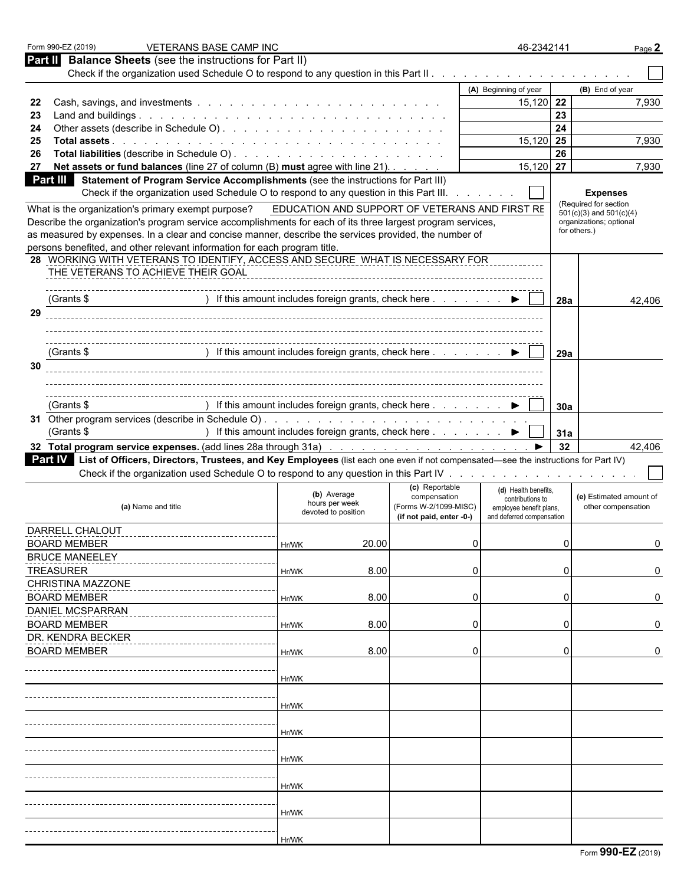Form 990-EZ (2019) VETERANS BASE CAMP INC 46-2342141

## Part II Balance Sheets (see the instructions for Part II)

Check if the organization used Schedule O to respond to any question in this Part II . . . . . . . . . . . . . . . . . . . . ☐

| | | (A) Beginning of year | | (B) End of year |
|---|---|---|---|---|
| 22 | Cash, savings, and investments | 15,120 | 22 | 7,930 |
| 23 | Land and buildings | | 23 | |
| 24 | Other assets (describe in Schedule O) | | 24 | |
| 25 | **Total assets** | 15,120 | 25 | 7,930 |
| 26 | **Total liabilities** (describe in Schedule O) | | 26 | |
| 27 | **Net assets or fund balances** (line 27 of column (B) **must** agree with line 21) | 15,120 | 27 | 7,930 |

## Part III Statement of Program Service Accomplishments (see the instructions for Part III)

Check if the organization used Schedule O to respond to any question in this Part III. . . . . . . ☐

What is the organization's primary exempt purpose? EDUCATION AND SUPPORT OF VETERANS AND FIRST RE

Describe the organization's program service accomplishments for each of its three largest program services, as measured by expenses. In a clear and concise manner, describe the services provided, the number of persons benefited, and other relevant information for each program title.

| | | | **Expenses** (Required for section 501(c)(3) and 501(c)(4) organizations; optional for others.) |
|---|---|---|---|
| 28 | WORKING WITH VETERANS TO IDENTIFY, ACCESS AND SECURE WHAT IS NECESSARY FOR THE VETERANS TO ACHIEVE THEIR GOAL | | |
| | (Grants $ ) If this amount includes foreign grants, check here . . . . . . . ▶ ☐ | 28a | 42,406 |
| 29 | | | |
| | (Grants $ ) If this amount includes foreign grants, check here . . . . . . . ▶ ☐ | 29a | |
| 30 | | | |
| | (Grants $ ) If this amount includes foreign grants, check here . . . . . . . ▶ ☐ | 30a | |
| 31 | Other program services (describe in Schedule O) (Grants $ ) If this amount includes foreign grants, check here . . . . . . . ▶ ☐ | 31a | |
| 32 | **Total program service expenses.** (add lines 28a through 31a) . . . . . ▶ | 32 | 42,406 |

## Part IV List of Officers, Directors, Trustees, and Key Employees (list each one even if not compensated—see the instructions for Part IV)

Check if the organization used Schedule O to respond to any question in this Part IV . . . . . . . . . . . . . . . . . . . . ☐

| (a) Name and title | (b) Average hours per week devoted to position | (c) Reportable compensation (Forms W-2/1099-MISC) (if not paid, enter -0-) | (d) Health benefits, contributions to employee benefit plans, and deferred compensation | (e) Estimated amount of other compensation |
|---|---|---|---|---|
| DARRELL CHALOUT<br>BOARD MEMBER | Hr/WK 20.00 | 0 | 0 | 0 |
| BRUCE MANEELEY<br>TREASURER | Hr/WK 8.00 | 0 | 0 | 0 |
| CHRISTINA MAZZONE<br>BOARD MEMBER | Hr/WK 8.00 | 0 | 0 | 0 |
| DANIEL MCSPARRAN<br>BOARD MEMBER | Hr/WK 8.00 | 0 | 0 | 0 |
| DR. KENDRA BECKER<br>BOARD MEMBER | Hr/WK 8.00 | 0 | 0 | 0 |
| | Hr/WK | | | |
| | Hr/WK | | | |
| | Hr/WK | | | |
| | Hr/WK | | | |
| | Hr/WK | | | |
| | Hr/WK | | | |
| | Hr/WK | | | |

Form **990-EZ** (2019)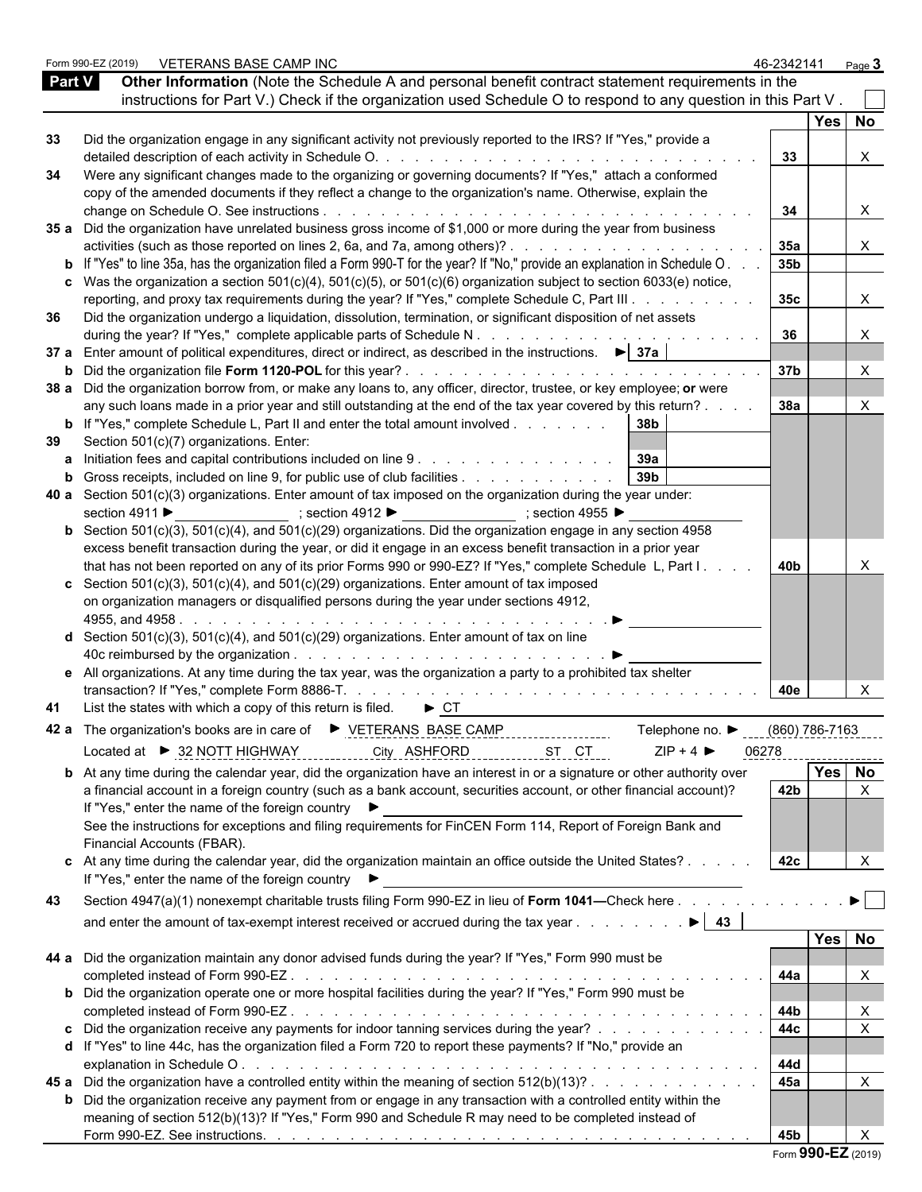Form 990-EZ (2019) VETERANS BASE CAMP INC 46-2342141

## Part V Other Information

(Note the Schedule A and personal benefit contract statement requirements in the instructions for Part V.) Check if the organization used Schedule O to respond to any question in this Part V . ☐

| | | Line | Yes | No |
|---|---|---|---|---|
| 33 | Did the organization engage in any significant activity not previously reported to the IRS? If "Yes," provide a detailed description of each activity in Schedule O. | 33 | | X |
| 34 | Were any significant changes made to the organizing or governing documents? If "Yes," attach a conformed copy of the amended documents if they reflect a change to the organization's name. Otherwise, explain the change on Schedule O. See instructions | 34 | | X |
| 35 a | Did the organization have unrelated business gross income of $1,000 or more during the year from business activities (such as those reported on lines 2, 6a, and 7a, among others)? | 35a | | X |
| b | If "Yes" to line 35a, has the organization filed a Form 990-T for the year? If "No," provide an explanation in Schedule O | 35b | | |
| c | Was the organization a section 501(c)(4), 501(c)(5), or 501(c)(6) organization subject to section 6033(e) notice, reporting, and proxy tax requirements during the year? If "Yes," complete Schedule C, Part III | 35c | | X |
| 36 | Did the organization undergo a liquidation, dissolution, termination, or significant disposition of net assets during the year? If "Yes," complete applicable parts of Schedule N | 36 | | X |
| 37 a | Enter amount of political expenditures, direct or indirect, as described in the instructions. ► 37a | | | |
| b | Did the organization file **Form 1120-POL** for this year? | 37b | | X |
| 38 a | Did the organization borrow from, or make any loans to, any officer, director, trustee, or key employee; **or** were any such loans made in a prior year and still outstanding at the end of the tax year covered by this return? | 38a | | X |
| b | If "Yes," complete Schedule L, Part II and enter the total amount involved 38b | | | |
| 39 | Section 501(c)(7) organizations. Enter: | | | |
| a | Initiation fees and capital contributions included on line 9 39a | | | |
| b | Gross receipts, included on line 9, for public use of club facilities 39b | | | |
| 40 a | Section 501(c)(3) organizations. Enter amount of tax imposed on the organization during the year under: section 4911 ► ; section 4912 ► ; section 4955 ► | | | |
| b | Section 501(c)(3), 501(c)(4), and 501(c)(29) organizations. Did the organization engage in any section 4958 excess benefit transaction during the year, or did it engage in an excess benefit transaction in a prior year that has not been reported on any of its prior Forms 990 or 990-EZ? If "Yes," complete Schedule L, Part I | 40b | | X |
| c | Section 501(c)(3), 501(c)(4), and 501(c)(29) organizations. Enter amount of tax imposed on organization managers or disqualified persons during the year under sections 4912, 4955, and 4958 ► | | | |
| d | Section 501(c)(3), 501(c)(4), and 501(c)(29) organizations. Enter amount of tax on line 40c reimbursed by the organization ► | | | |
| e | All organizations. At any time during the tax year, was the organization a party to a prohibited tax shelter transaction? If "Yes," complete Form 8886-T. | 40e | | X |

**41** List the states with which a copy of this return is filed. ► CT

**42 a** The organization's books are in care of ► VETERANS BASE CAMP Telephone no. ► (860) 786-7163
Located at ► 32 NOTT HIGHWAY City ASHFORD ST CT ZIP + 4 ► 06278

| | | Line | Yes | No |
|---|---|---|---|---|
| b | At any time during the calendar year, did the organization have an interest in or a signature or other authority over a financial account in a foreign country (such as a bank account, securities account, or other financial account)? If "Yes," enter the name of the foreign country ► See the instructions for exceptions and filing requirements for FinCEN Form 114, Report of Foreign Bank and Financial Accounts (FBAR). | 42b | | X |
| c | At any time during the calendar year, did the organization maintain an office outside the United States? If "Yes," enter the name of the foreign country ► | 42c | | X |

**43** Section 4947(a)(1) nonexempt charitable trusts filing Form 990-EZ in lieu of **Form 1041—**Check here ► ☐
and enter the amount of tax-exempt interest received or accrued during the tax year ► 43

| | | Line | Yes | No |
|---|---|---|---|---|
| 44 a | Did the organization maintain any donor advised funds during the year? If "Yes," Form 990 must be completed instead of Form 990-EZ | 44a | | X |
| b | Did the organization operate one or more hospital facilities during the year? If "Yes," Form 990 must be completed instead of Form 990-EZ | 44b | | X |
| c | Did the organization receive any payments for indoor tanning services during the year? | 44c | | X |
| d | If "Yes" to line 44c, has the organization filed a Form 720 to report these payments? If "No," provide an explanation in Schedule O | 44d | | |
| 45 a | Did the organization have a controlled entity within the meaning of section 512(b)(13)? | 45a | | X |
| b | Did the organization receive any payment from or engage in any transaction with a controlled entity within the meaning of section 512(b)(13)? If "Yes," Form 990 and Schedule R may need to be completed instead of Form 990-EZ. See instructions. | 45b | | X |

Form **990-EZ** (2019)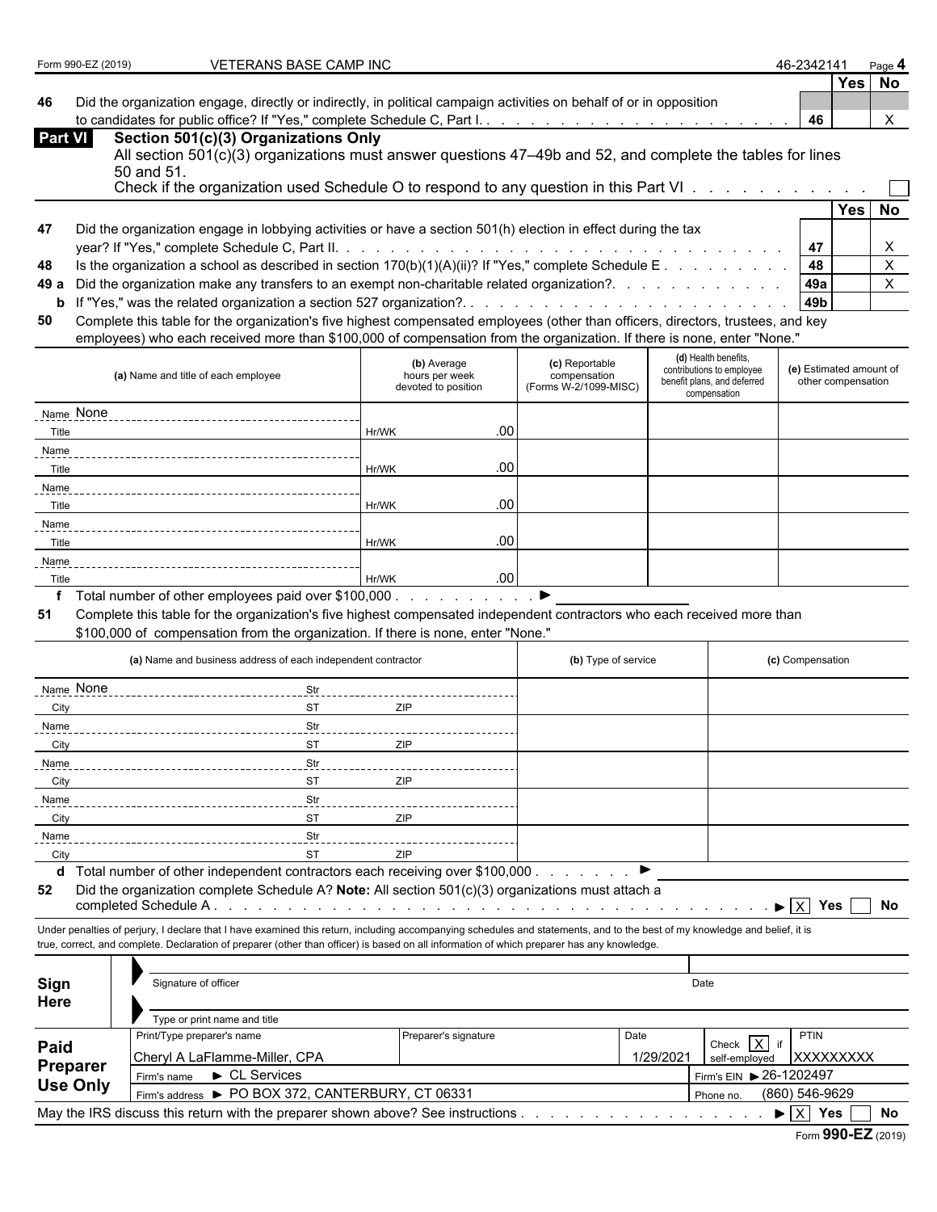Form 990-EZ (2019) VETERANS BASE CAMP INC 46-2342141

| | | | Yes | No |
|---|---|---|---|---|
| 46 | Did the organization engage, directly or indirectly, in political campaign activities on behalf of or in opposition to candidates for public office? If "Yes," complete Schedule C, Part I. | 46 | | X |

## Part VI Section 501(c)(3) Organizations Only

All section 501(c)(3) organizations must answer questions 47–49b and 52, and complete the tables for lines 50 and 51.

Check if the organization used Schedule O to respond to any question in this Part VI ☐

| | | | Yes | No |
|---|---|---|---|---|
| 47 | Did the organization engage in lobbying activities or have a section 501(h) election in effect during the tax year? If "Yes," complete Schedule C, Part II. | 47 | | X |
| 48 | Is the organization a school as described in section 170(b)(1)(A)(ii)? If "Yes," complete Schedule E | 48 | | X |
| 49 a | Did the organization make any transfers to an exempt non-charitable related organization? | 49a | | X |
| b | If "Yes," was the related organization a section 527 organization? | 49b | | |

**50** Complete this table for the organization's five highest compensated employees (other than officers, directors, trustees, and key employees) who each received more than $100,000 of compensation from the organization. If there is none, enter "None."

| (a) Name and title of each employee | (b) Average hours per week devoted to position | (c) Reportable compensation (Forms W-2/1099-MISC) | (d) Health benefits, contributions to employee benefit plans, and deferred compensation | (e) Estimated amount of other compensation |
|---|---|---|---|---|
| Name None<br>Title | Hr/WK .00 | | | |
| Name<br>Title | Hr/WK .00 | | | |
| Name<br>Title | Hr/WK .00 | | | |
| Name<br>Title | Hr/WK .00 | | | |
| Name<br>Title | Hr/WK .00 | | | |

**f** Total number of other employees paid over $100,000 ▶

**51** Complete this table for the organization's five highest compensated independent contractors who each received more than $100,000 of compensation from the organization. If there is none, enter "None."

| (a) Name and business address of each independent contractor | (b) Type of service | (c) Compensation |
|---|---|---|
| Name None Str<br>City ST ZIP | | |
| Name Str<br>City ST ZIP | | |
| Name Str<br>City ST ZIP | | |
| Name Str<br>City ST ZIP | | |
| Name Str<br>City ST ZIP | | |

**d** Total number of other independent contractors each receiving over $100,000 ▶

**52** Did the organization complete Schedule A? **Note:** All section 501(c)(3) organizations must attach a completed Schedule A ▶ ☒ Yes ☐ No

Under penalties of perjury, I declare that I have examined this return, including accompanying schedules and statements, and to the best of my knowledge and belief, it is true, correct, and complete. Declaration of preparer (other than officer) is based on all information of which preparer has any knowledge.

**Sign Here**

Signature of officer — Date

Type or print name and title

**Paid Preparer Use Only**

| Print/Type preparer's name | Preparer's signature | Date | Check ☒ if self-employed | PTIN |
|---|---|---|---|---|
| Cheryl A LaFlamme-Miller, CPA | | 1/29/2021 | | XXXXXXXXX |

Firm's name ▶ CL Services — Firm's EIN ▶ 26-1202497

Firm's address ▶ PO BOX 372, CANTERBURY, CT 06331 — Phone no. (860) 546-9629

May the IRS discuss this return with the preparer shown above? See instructions ▶ ☒ Yes ☐ No

Form **990-EZ** (2019)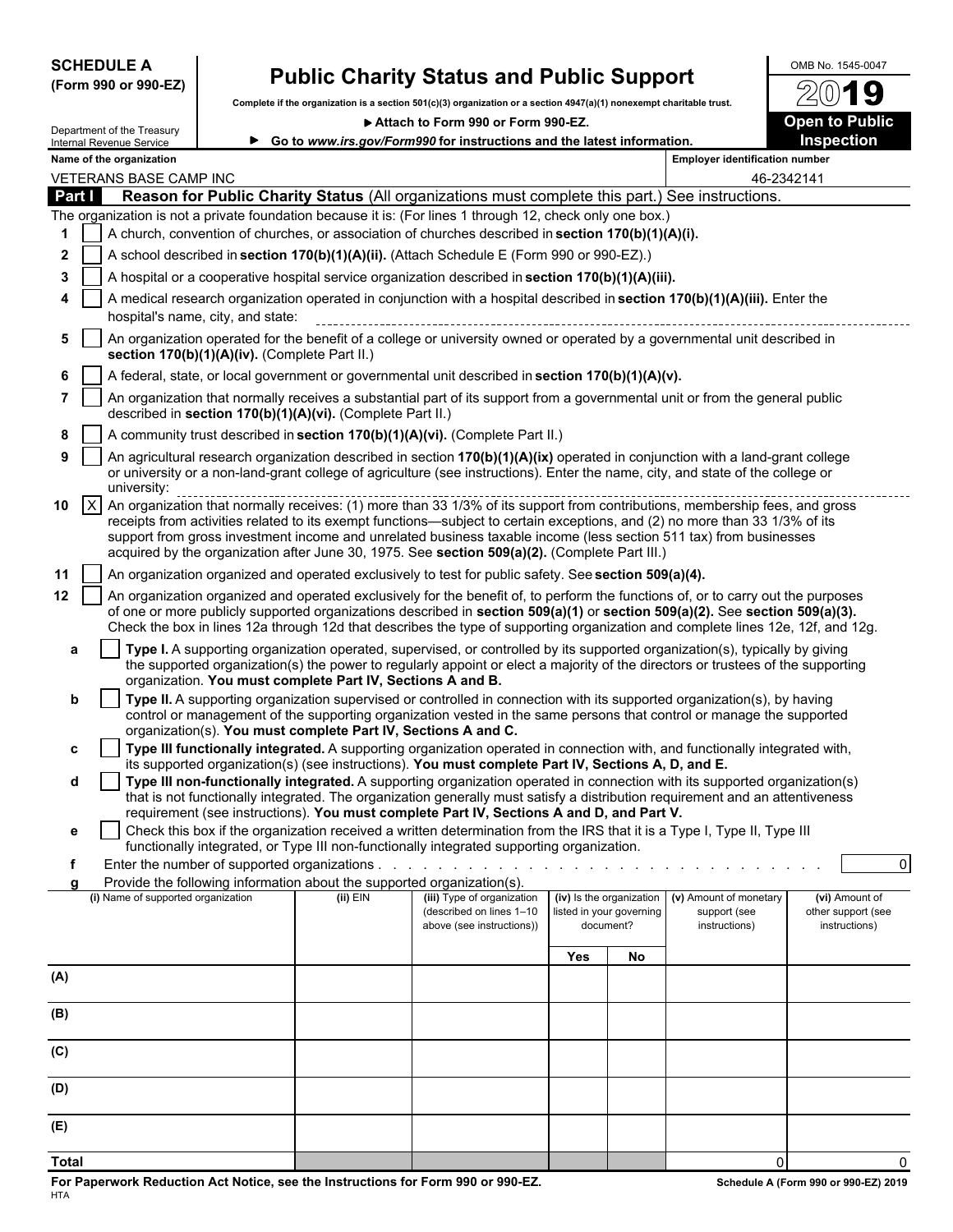**SCHEDULE A**
**(Form 990 or 990-EZ)**

Department of the Treasury
Internal Revenue Service

# Public Charity Status and Public Support

**Complete if the organization is a section 501(c)(3) organization or a section 4947(a)(1) nonexempt charitable trust.**

▶ **Attach to Form 990 or Form 990-EZ.**

▶ **Go to *www.irs.gov/Form990* for instructions and the latest information.**

OMB No. 1545-0047

**2019**

**Open to Public Inspection**

**Name of the organization:** VETERANS BASE CAMP INC

**Employer identification number:** 46-2342141

## Part I Reason for Public Charity Status (All organizations must complete this part.) See instructions.

The organization is not a private foundation because it is: (For lines 1 through 12, check only one box.)

1. [ ] A church, convention of churches, or association of churches described in **section 170(b)(1)(A)(i).**
2. [ ] A school described in **section 170(b)(1)(A)(ii).** (Attach Schedule E (Form 990 or 990-EZ).)
3. [ ] A hospital or a cooperative hospital service organization described in **section 170(b)(1)(A)(iii).**
4. [ ] A medical research organization operated in conjunction with a hospital described in **section 170(b)(1)(A)(iii).** Enter the hospital's name, city, and state:
5. [ ] An organization operated for the benefit of a college or university owned or operated by a governmental unit described in **section 170(b)(1)(A)(iv).** (Complete Part II.)
6. [ ] A federal, state, or local government or governmental unit described in **section 170(b)(1)(A)(v).**
7. [ ] An organization that normally receives a substantial part of its support from a governmental unit or from the general public described in **section 170(b)(1)(A)(vi).** (Complete Part II.)
8. [ ] A community trust described in **section 170(b)(1)(A)(vi).** (Complete Part II.)
9. [ ] An agricultural research organization described in section **170(b)(1)(A)(ix)** operated in conjunction with a land-grant college or university or a non-land-grant college of agriculture (see instructions). Enter the name, city, and state of the college or university:
10. [X] An organization that normally receives: (1) more than 33 1/3% of its support from contributions, membership fees, and gross receipts from activities related to its exempt functions—subject to certain exceptions, and (2) no more than 33 1/3% of its support from gross investment income and unrelated business taxable income (less section 511 tax) from businesses acquired by the organization after June 30, 1975. See **section 509(a)(2).** (Complete Part III.)
11. [ ] An organization organized and operated exclusively to test for public safety. See **section 509(a)(4).**
12. [ ] An organization organized and operated exclusively for the benefit of, to perform the functions of, or to carry out the purposes of one or more publicly supported organizations described in **section 509(a)(1)** or **section 509(a)(2).** See **section 509(a)(3).** Check the box in lines 12a through 12d that describes the type of supporting organization and complete lines 12e, 12f, and 12g.

   a. [ ] **Type I.** A supporting organization operated, supervised, or controlled by its supported organization(s), typically by giving the supported organization(s) the power to regularly appoint or elect a majority of the directors or trustees of the supporting organization. **You must complete Part IV, Sections A and B.**

   b. [ ] **Type II.** A supporting organization supervised or controlled in connection with its supported organization(s), by having control or management of the supporting organization vested in the same persons that control or manage the supported organization(s). **You must complete Part IV, Sections A and C.**

   c. [ ] **Type III functionally integrated.** A supporting organization operated in connection with, and functionally integrated with, its supported organization(s) (see instructions). **You must complete Part IV, Sections A, D, and E.**

   d. [ ] **Type III non-functionally integrated.** A supporting organization operated in connection with its supported organization(s) that is not functionally integrated. The organization generally must satisfy a distribution requirement and an attentiveness requirement (see instructions). **You must complete Part IV, Sections A and D, and Part V.**

   e. [ ] Check this box if the organization received a written determination from the IRS that it is a Type I, Type II, Type III functionally integrated, or Type III non-functionally integrated supporting organization.

   f. Enter the number of supported organizations . . . . . . . . . . . . . . . . 0

   g. Provide the following information about the supported organization(s).

| (i) Name of supported organization | (ii) EIN | (iii) Type of organization (described on lines 1–10 above (see instructions)) | (iv) Is the organization listed in your governing document? | | (v) Amount of monetary support (see instructions) | (vi) Amount of other support (see instructions) |
|---|---|---|---|---|---|---|
| | | | Yes | No | | |
| (A) | | | | | | |
| (B) | | | | | | |
| (C) | | | | | | |
| (D) | | | | | | |
| (E) | | | | | | |
| **Total** | | | | | 0 | 0 |

**For Paperwork Reduction Act Notice, see the Instructions for Form 990 or 990-EZ.** HTA **Schedule A (Form 990 or 990-EZ) 2019**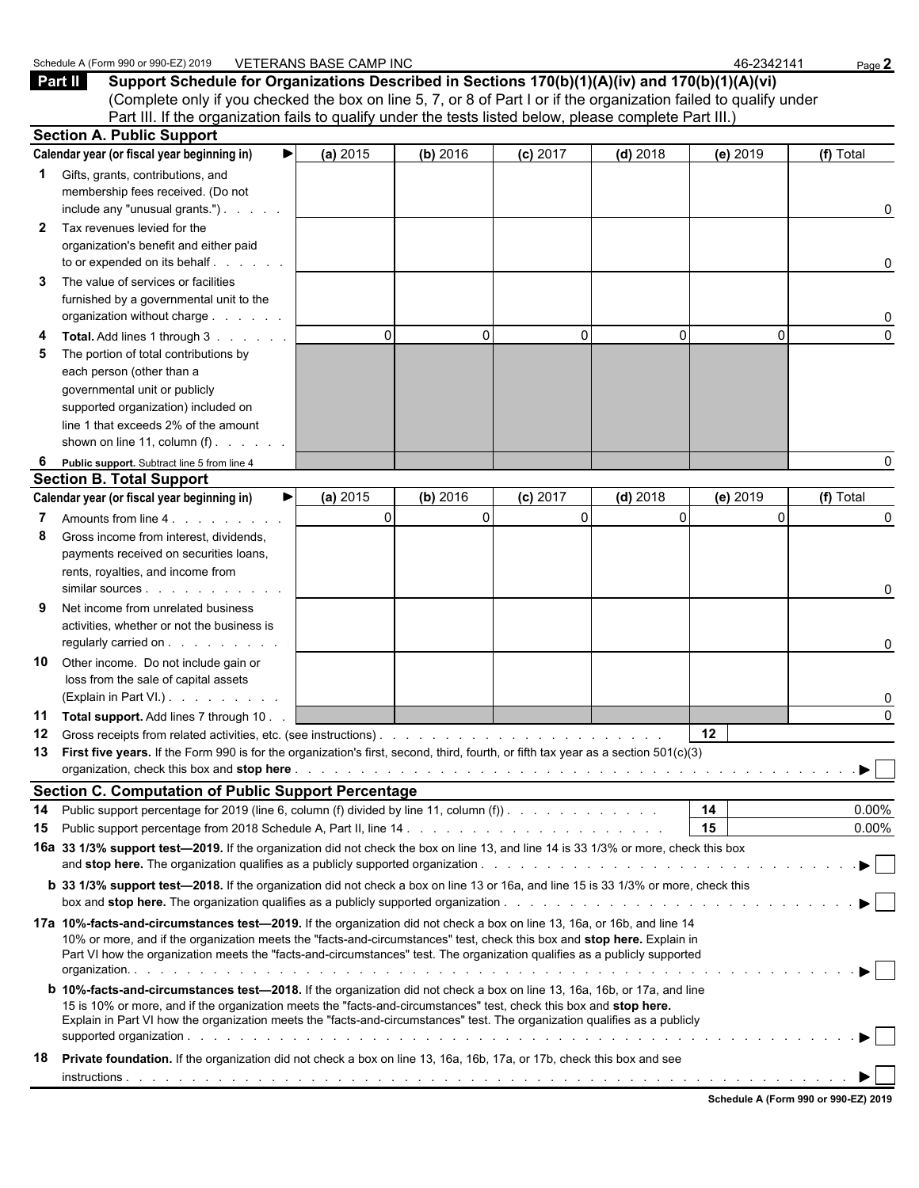Schedule A (Form 990 or 990-EZ) 2019 VETERANS BASE CAMP INC 46-2342141

**Part II** **Support Schedule for Organizations Described in Sections 170(b)(1)(A)(iv) and 170(b)(1)(A)(vi)**
(Complete only if you checked the box on line 5, 7, or 8 of Part I or if the organization failed to qualify under Part III. If the organization fails to qualify under the tests listed below, please complete Part III.)

### Section A. Public Support

| Calendar year (or fiscal year beginning in) ▶ | (a) 2015 | (b) 2016 | (c) 2017 | (d) 2018 | (e) 2019 | (f) Total |
|---|---|---|---|---|---|---|
| **1** Gifts, grants, contributions, and membership fees received. (Do not include any "unusual grants.") | | | | | | 0 |
| **2** Tax revenues levied for the organization's benefit and either paid to or expended on its behalf | | | | | | 0 |
| **3** The value of services or facilities furnished by a governmental unit to the organization without charge | | | | | | 0 |
| **4** **Total.** Add lines 1 through 3 | 0 | 0 | 0 | 0 | 0 | 0 |
| **5** The portion of total contributions by each person (other than a governmental unit or publicly supported organization) included on line 1 that exceeds 2% of the amount shown on line 11, column (f) | | | | | | |
| **6** **Public support.** Subtract line 5 from line 4 | | | | | | 0 |

### Section B. Total Support

| Calendar year (or fiscal year beginning in) ▶ | (a) 2015 | (b) 2016 | (c) 2017 | (d) 2018 | (e) 2019 | (f) Total |
|---|---|---|---|---|---|---|
| **7** Amounts from line 4 | 0 | 0 | 0 | 0 | 0 | 0 |
| **8** Gross income from interest, dividends, payments received on securities loans, rents, royalties, and income from similar sources | | | | | | 0 |
| **9** Net income from unrelated business activities, whether or not the business is regularly carried on | | | | | | 0 |
| **10** Other income. Do not include gain or loss from the sale of capital assets (Explain in Part VI.) | | | | | | 0 |
| **11** **Total support.** Add lines 7 through 10 | | | | | | 0 |

**12** Gross receipts from related activities, etc. (see instructions) . . . **12**

**13** **First five years.** If the Form 990 is for the organization's first, second, third, fourth, or fifth tax year as a section 501(c)(3) organization, check this box and **stop here** . . . ▶ ☐

### Section C. Computation of Public Support Percentage

**14** Public support percentage for 2019 (line 6, column (f) divided by line 11, column (f)) . . . **14** 0.00%

**15** Public support percentage from 2018 Schedule A, Part II, line 14 . . . **15** 0.00%

**16a** **33 1/3% support test—2019.** If the organization did not check the box on line 13, and line 14 is 33 1/3% or more, check this box and **stop here.** The organization qualifies as a publicly supported organization . . . ▶ ☐

**b** **33 1/3% support test—2018.** If the organization did not check a box on line 13 or 16a, and line 15 is 33 1/3% or more, check this box and **stop here.** The organization qualifies as a publicly supported organization . . . ▶ ☐

**17a** **10%-facts-and-circumstances test—2019.** If the organization did not check a box on line 13, 16a, or 16b, and line 14 10% or more, and if the organization meets the "facts-and-circumstances" test, check this box and **stop here.** Explain in Part VI how the organization meets the "facts-and-circumstances" test. The organization qualifies as a publicly supported organization . . . ▶ ☐

**b** **10%-facts-and-circumstances test—2018.** If the organization did not check a box on line 13, 16a, 16b, or 17a, and line 15 is 10% or more, and if the organization meets the "facts-and-circumstances" test, check this box and **stop here.** Explain in Part VI how the organization meets the "facts-and-circumstances" test. The organization qualifies as a publicly supported organization . . . ▶ ☐

**18** **Private foundation.** If the organization did not check a box on line 13, 16a, 16b, 17a, or 17b, check this box and see instructions . . . ▶ ☐

**Schedule A (Form 990 or 990-EZ) 2019**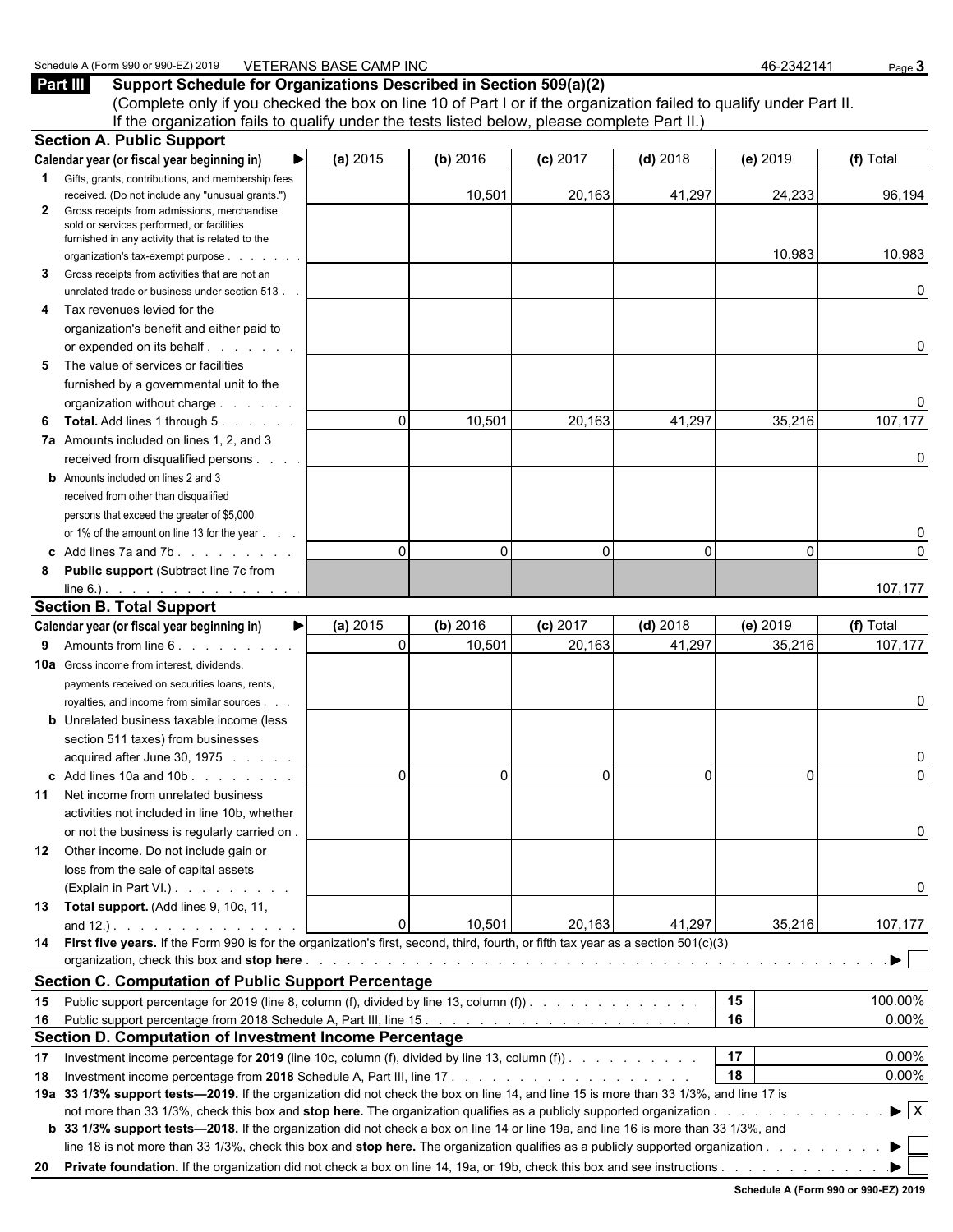Schedule A (Form 990 or 990-EZ) 2019 VETERANS BASE CAMP INC 46-2342141

## Part III Support Schedule for Organizations Described in Section 509(a)(2)

(Complete only if you checked the box on line 10 of Part I or if the organization failed to qualify under Part II. If the organization fails to qualify under the tests listed below, please complete Part II.)

### Section A. Public Support

| Calendar year (or fiscal year beginning in) ▶ | (a) 2015 | (b) 2016 | (c) 2017 | (d) 2018 | (e) 2019 | (f) Total |
|---|---|---|---|---|---|---|
| **1** Gifts, grants, contributions, and membership fees received. (Do not include any "unusual grants.") | | 10,501 | 20,163 | 41,297 | 24,233 | 96,194 |
| **2** Gross receipts from admissions, merchandise sold or services performed, or facilities furnished in any activity that is related to the organization's tax-exempt purpose | | | | | 10,983 | 10,983 |
| **3** Gross receipts from activities that are not an unrelated trade or business under section 513 | | | | | | 0 |
| **4** Tax revenues levied for the organization's benefit and either paid to or expended on its behalf | | | | | | 0 |
| **5** The value of services or facilities furnished by a governmental unit to the organization without charge | | | | | | 0 |
| **6** **Total.** Add lines 1 through 5 | 0 | 10,501 | 20,163 | 41,297 | 35,216 | 107,177 |
| **7a** Amounts included on lines 1, 2, and 3 received from disqualified persons | | | | | | 0 |
| **b** Amounts included on lines 2 and 3 received from other than disqualified persons that exceed the greater of $5,000 or 1% of the amount on line 13 for the year | | | | | | 0 |
| **c** Add lines 7a and 7b | 0 | 0 | 0 | 0 | 0 | 0 |
| **8** **Public support** (Subtract line 7c from line 6.) | | | | | | 107,177 |

### Section B. Total Support

| Calendar year (or fiscal year beginning in) ▶ | (a) 2015 | (b) 2016 | (c) 2017 | (d) 2018 | (e) 2019 | (f) Total |
|---|---|---|---|---|---|---|
| **9** Amounts from line 6 | 0 | 10,501 | 20,163 | 41,297 | 35,216 | 107,177 |
| **10a** Gross income from interest, dividends, payments received on securities loans, rents, royalties, and income from similar sources | | | | | | 0 |
| **b** Unrelated business taxable income (less section 511 taxes) from businesses acquired after June 30, 1975 | | | | | | 0 |
| **c** Add lines 10a and 10b | 0 | 0 | 0 | 0 | 0 | 0 |
| **11** Net income from unrelated business activities not included in line 10b, whether or not the business is regularly carried on | | | | | | 0 |
| **12** Other income. Do not include gain or loss from the sale of capital assets (Explain in Part VI.) | | | | | | 0 |
| **13** **Total support.** (Add lines 9, 10c, 11, and 12.) | 0 | 10,501 | 20,163 | 41,297 | 35,216 | 107,177 |

**14** **First five years.** If the Form 990 is for the organization's first, second, third, fourth, or fifth tax year as a section 501(c)(3) organization, check this box and **stop here** ▶ ☐

### Section C. Computation of Public Support Percentage

| | | | |
|---|---|---|---|
| **15** | Public support percentage for 2019 (line 8, column (f), divided by line 13, column (f)) | 15 | 100.00% |
| **16** | Public support percentage from 2018 Schedule A, Part III, line 15 | 16 | 0.00% |

### Section D. Computation of Investment Income Percentage

| | | | |
|---|---|---|---|
| **17** | Investment income percentage for **2019** (line 10c, column (f), divided by line 13, column (f)) | 17 | 0.00% |
| **18** | Investment income percentage from **2018** Schedule A, Part III, line 17 | 18 | 0.00% |

**19a** **33 1/3% support tests—2019.** If the organization did not check the box on line 14, and line 15 is more than 33 1/3%, and line 17 is not more than 33 1/3%, check this box and **stop here.** The organization qualifies as a publicly supported organization ▶ ☒

**b** **33 1/3% support tests—2018.** If the organization did not check a box on line 14 or line 19a, and line 16 is more than 33 1/3%, and line 18 is not more than 33 1/3%, check this box and **stop here.** The organization qualifies as a publicly supported organization ▶ ☐

**20** **Private foundation.** If the organization did not check a box on line 14, 19a, or 19b, check this box and see instructions ▶ ☐

**Schedule A (Form 990 or 990-EZ) 2019**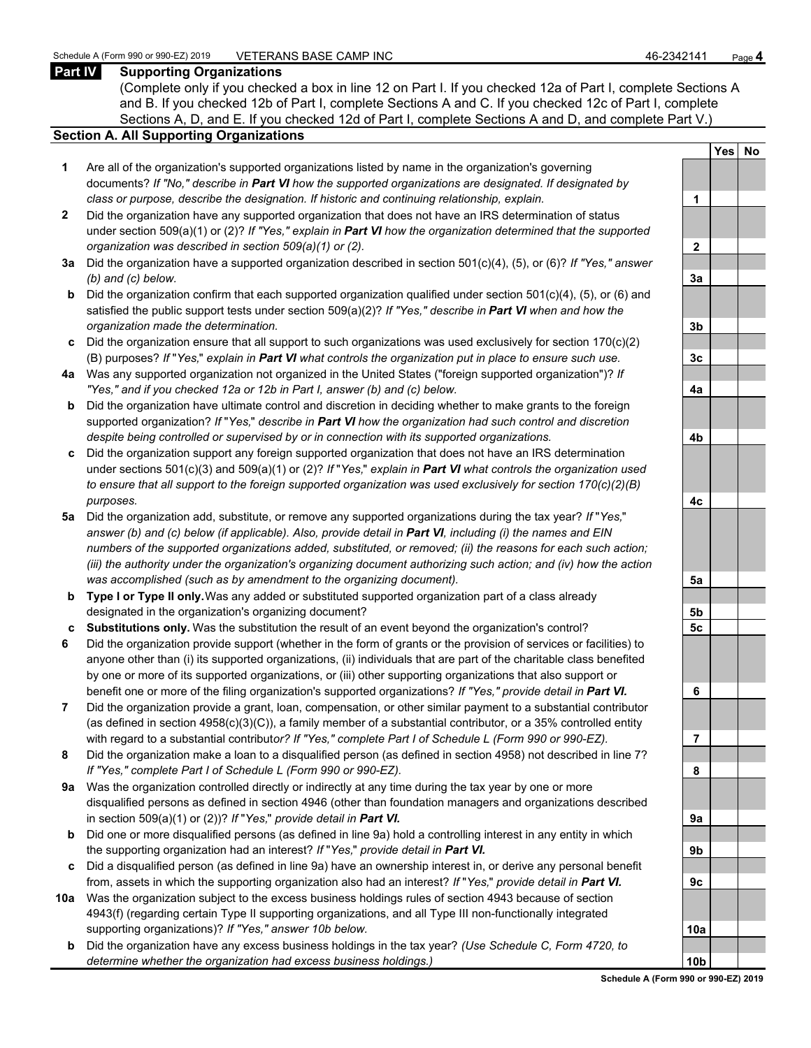## Part IV Supporting Organizations

(Complete only if you checked a box in line 12 on Part I. If you checked 12a of Part I, complete Sections A and B. If you checked 12b of Part I, complete Sections A and C. If you checked 12c of Part I, complete Sections A, D, and E. If you checked 12d of Part I, complete Sections A and D, and complete Part V.)

### Section A. All Supporting Organizations

| | | | Yes | No |
|---|---|---|---|---|
| **1** | Are all of the organization's supported organizations listed by name in the organization's governing documents? *If "No," describe in **Part VI** how the supported organizations are designated. If designated by class or purpose, describe the designation. If historic and continuing relationship, explain.* | **1** | | |
| **2** | Did the organization have any supported organization that does not have an IRS determination of status under section 509(a)(1) or (2)? *If "Yes," explain in **Part VI** how the organization determined that the supported organization was described in section 509(a)(1) or (2).* | **2** | | |
| **3a** | Did the organization have a supported organization described in section 501(c)(4), (5), or (6)? *If "Yes," answer (b) and (c) below.* | **3a** | | |
| **b** | Did the organization confirm that each supported organization qualified under section 501(c)(4), (5), or (6) and satisfied the public support tests under section 509(a)(2)? *If "Yes," describe in **Part VI** when and how the organization made the determination.* | **3b** | | |
| **c** | Did the organization ensure that all support to such organizations was used exclusively for section 170(c)(2)(B) purposes? *If "Yes," explain in **Part VI** what controls the organization put in place to ensure such use.* | **3c** | | |
| **4a** | Was any supported organization not organized in the United States ("foreign supported organization")? *If "Yes," and if you checked 12a or 12b in Part I, answer (b) and (c) below.* | **4a** | | |
| **b** | Did the organization have ultimate control and discretion in deciding whether to make grants to the foreign supported organization? *If "Yes," describe in **Part VI** how the organization had such control and discretion despite being controlled or supervised by or in connection with its supported organizations.* | **4b** | | |
| **c** | Did the organization support any foreign supported organization that does not have an IRS determination under sections 501(c)(3) and 509(a)(1) or (2)? *If "Yes," explain in **Part VI** what controls the organization used to ensure that all support to the foreign supported organization was used exclusively for section 170(c)(2)(B) purposes.* | **4c** | | |
| **5a** | Did the organization add, substitute, or remove any supported organizations during the tax year? *If "Yes," answer (b) and (c) below (if applicable). Also, provide detail in **Part VI**, including (i) the names and EIN numbers of the supported organizations added, substituted, or removed; (ii) the reasons for each such action; (iii) the authority under the organization's organizing document authorizing such action; and (iv) how the action was accomplished (such as by amendment to the organizing document).* | **5a** | | |
| **b** | **Type I or Type II only.** Was any added or substituted supported organization part of a class already designated in the organization's organizing document? | **5b** | | |
| **c** | **Substitutions only.** Was the substitution the result of an event beyond the organization's control? | **5c** | | |
| **6** | Did the organization provide support (whether in the form of grants or the provision of services or facilities) to anyone other than (i) its supported organizations, (ii) individuals that are part of the charitable class benefited by one or more of its supported organizations, or (iii) other supporting organizations that also support or benefit one or more of the filing organization's supported organizations? *If "Yes," provide detail in **Part VI.*** | **6** | | |
| **7** | Did the organization provide a grant, loan, compensation, or other similar payment to a substantial contributor (as defined in section 4958(c)(3)(C)), a family member of a substantial contributor, or a 35% controlled entity with regard to a substantial contributor? *If "Yes," complete Part I of Schedule L (Form 990 or 990-EZ).* | **7** | | |
| **8** | Did the organization make a loan to a disqualified person (as defined in section 4958) not described in line 7? *If "Yes," complete Part I of Schedule L (Form 990 or 990-EZ).* | **8** | | |
| **9a** | Was the organization controlled directly or indirectly at any time during the tax year by one or more disqualified persons as defined in section 4946 (other than foundation managers and organizations described in section 509(a)(1) or (2))? *If "Yes," provide detail in **Part VI.*** | **9a** | | |
| **b** | Did one or more disqualified persons (as defined in line 9a) hold a controlling interest in any entity in which the supporting organization had an interest? *If "Yes," provide detail in **Part VI.*** | **9b** | | |
| **c** | Did a disqualified person (as defined in line 9a) have an ownership interest in, or derive any personal benefit from, assets in which the supporting organization also had an interest? *If "Yes," provide detail in **Part VI.*** | **9c** | | |
| **10a** | Was the organization subject to the excess business holdings rules of section 4943 because of section 4943(f) (regarding certain Type II supporting organizations, and all Type III non-functionally integrated supporting organizations)? *If "Yes," answer 10b below.* | **10a** | | |
| **b** | Did the organization have any excess business holdings in the tax year? *(Use Schedule C, Form 4720, to determine whether the organization had excess business holdings.)* | **10b** | | |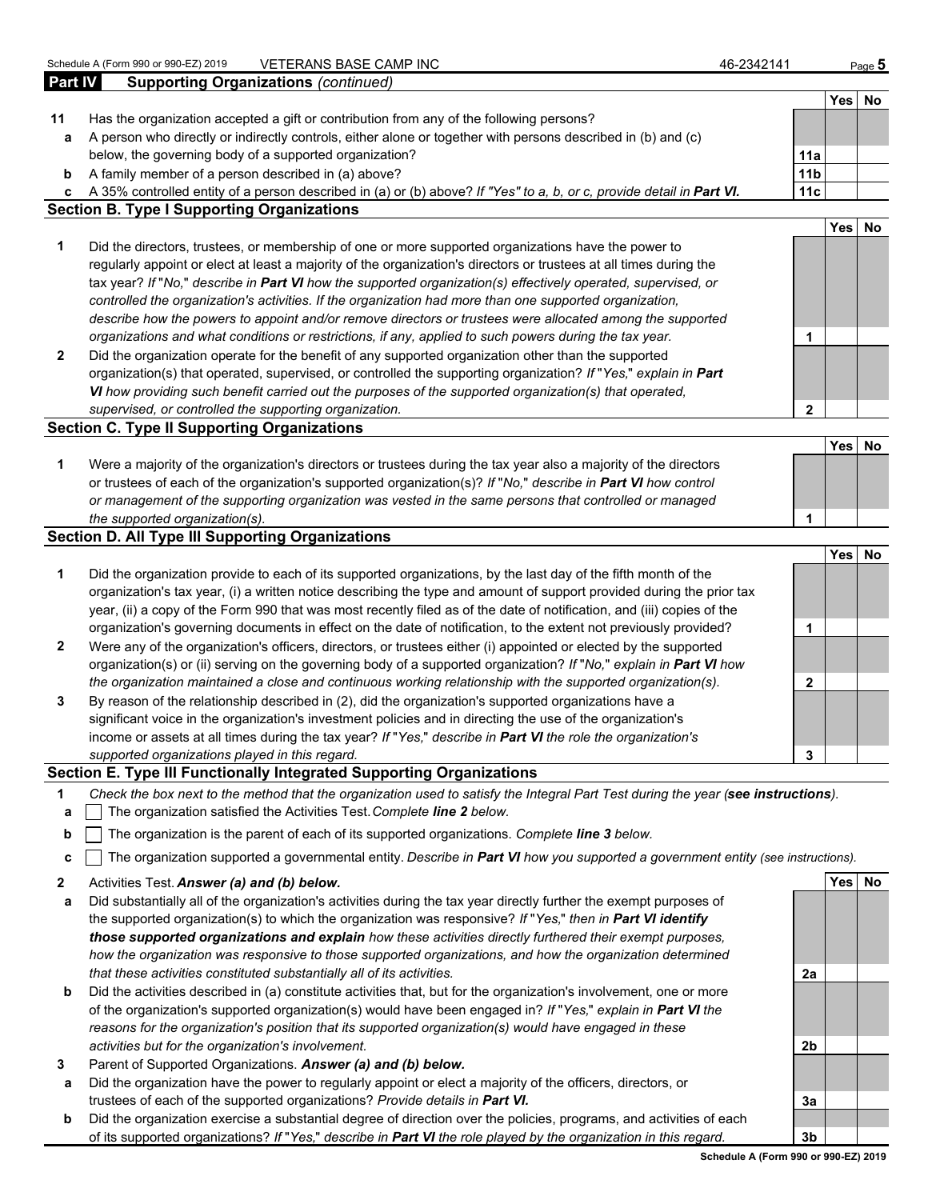Schedule A (Form 990 or 990-EZ) 2019 VETERANS BASE CAMP INC 46-2342141

**Part IV Supporting Organizations** *(continued)*

| | | | Yes | No |
|---|---|---|---|---|
| **11** | Has the organization accepted a gift or contribution from any of the following persons? | | | |
| **a** | A person who directly or indirectly controls, either alone or together with persons described in (b) and (c) below, the governing body of a supported organization? | **11a** | | |
| **b** | A family member of a person described in (a) above? | **11b** | | |
| **c** | A 35% controlled entity of a person described in (a) or (b) above? *If "Yes" to a, b, or c, provide detail in **Part VI.*** | **11c** | | |

**Section B. Type I Supporting Organizations**

| | | | Yes | No |
|---|---|---|---|---|
| **1** | Did the directors, trustees, or membership of one or more supported organizations have the power to regularly appoint or elect at least a majority of the organization's directors or trustees at all times during the tax year? *If "No," describe in **Part VI** how the supported organization(s) effectively operated, supervised, or controlled the organization's activities. If the organization had more than one supported organization, describe how the powers to appoint and/or remove directors or trustees were allocated among the supported organizations and what conditions or restrictions, if any, applied to such powers during the tax year.* | **1** | | |
| **2** | Did the organization operate for the benefit of any supported organization other than the supported organization(s) that operated, supervised, or controlled the supporting organization? *If "Yes," explain in **Part VI** how providing such benefit carried out the purposes of the supported organization(s) that operated, supervised, or controlled the supporting organization.* | **2** | | |

**Section C. Type II Supporting Organizations**

| | | | Yes | No |
|---|---|---|---|---|
| **1** | Were a majority of the organization's directors or trustees during the tax year also a majority of the directors or trustees of each of the organization's supported organization(s)? *If "No," describe in **Part VI** how control or management of the supporting organization was vested in the same persons that controlled or managed the supported organization(s).* | **1** | | |

**Section D. All Type III Supporting Organizations**

| | | | Yes | No |
|---|---|---|---|---|
| **1** | Did the organization provide to each of its supported organizations, by the last day of the fifth month of the organization's tax year, (i) a written notice describing the type and amount of support provided during the prior tax year, (ii) a copy of the Form 990 that was most recently filed as of the date of notification, and (iii) copies of the organization's governing documents in effect on the date of notification, to the extent not previously provided? | **1** | | |
| **2** | Were any of the organization's officers, directors, or trustees either (i) appointed or elected by the supported organization(s) or (ii) serving on the governing body of a supported organization? *If "No," explain in **Part VI** how the organization maintained a close and continuous working relationship with the supported organization(s).* | **2** | | |
| **3** | By reason of the relationship described in (2), did the organization's supported organizations have a significant voice in the organization's investment policies and in directing the use of the organization's income or assets at all times during the tax year? *If "Yes," describe in **Part VI** the role the organization's supported organizations played in this regard.* | **3** | | |

**Section E. Type III Functionally Integrated Supporting Organizations**

**1** *Check the box next to the method that the organization used to satisfy the Integral Part Test during the year (**see instructions**).*

- **a** ☐ The organization satisfied the Activities Test. *Complete **line 2** below.*
- **b** ☐ The organization is the parent of each of its supported organizations. *Complete **line 3** below.*
- **c** ☐ The organization supported a governmental entity. *Describe in **Part VI** how you supported a government entity (see instructions).*

| | | | Yes | No |
|---|---|---|---|---|
| **2** | Activities Test. ***Answer (a) and (b) below.*** | | | |
| **a** | Did substantially all of the organization's activities during the tax year directly further the exempt purposes of the supported organization(s) to which the organization was responsive? *If "Yes," then in **Part VI identify those supported organizations and explain** how these activities directly furthered their exempt purposes, how the organization was responsive to those supported organizations, and how the organization determined that these activities constituted substantially all of its activities.* | **2a** | | |
| **b** | Did the activities described in (a) constitute activities that, but for the organization's involvement, one or more of the organization's supported organization(s) would have been engaged in? *If "Yes," explain in **Part VI** the reasons for the organization's position that its supported organization(s) would have engaged in these activities but for the organization's involvement.* | **2b** | | |
| **3** | Parent of Supported Organizations. ***Answer (a) and (b) below.*** | | | |
| **a** | Did the organization have the power to regularly appoint or elect a majority of the officers, directors, or trustees of each of the supported organizations? *Provide details in **Part VI.*** | **3a** | | |
| **b** | Did the organization exercise a substantial degree of direction over the policies, programs, and activities of each of its supported organizations? *If "Yes," describe in **Part VI** the role played by the organization in this regard.* | **3b** | | |

**Schedule A (Form 990 or 990-EZ) 2019**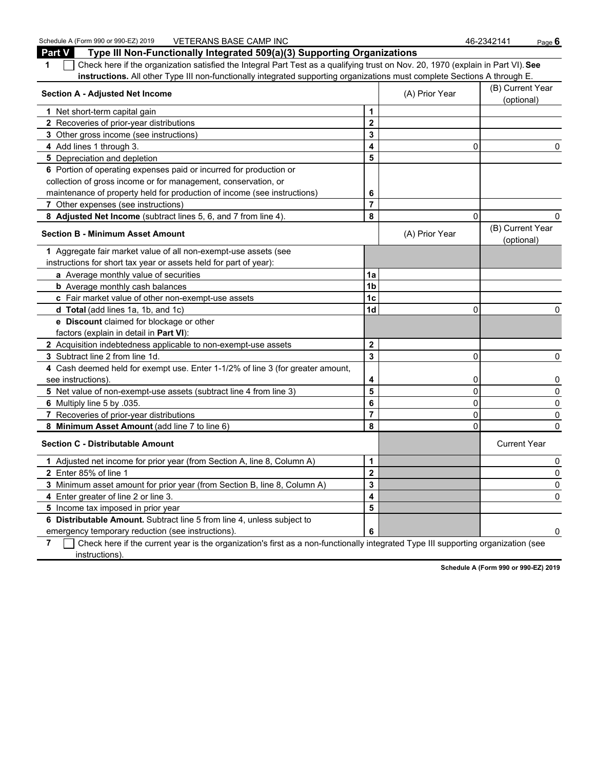Schedule A (Form 990 or 990-EZ) 2019 VETERANS BASE CAMP INC 46-2342141

## Part V Type III Non-Functionally Integrated 509(a)(3) Supporting Organizations

**1** ☐ Check here if the organization satisfied the Integral Part Test as a qualifying trust on Nov. 20, 1970 (explain in Part VI). **See instructions.** All other Type III non-functionally integrated supporting organizations must complete Sections A through E.

| **Section A - Adjusted Net Income** | | (A) Prior Year | (B) Current Year (optional) |
|---|---|---|---|
| **1** Net short-term capital gain | 1 | | |
| **2** Recoveries of prior-year distributions | 2 | | |
| **3** Other gross income (see instructions) | 3 | | |
| **4** Add lines 1 through 3. | 4 | 0 | 0 |
| **5** Depreciation and depletion | 5 | | |
| **6** Portion of operating expenses paid or incurred for production or collection of gross income or for management, conservation, or maintenance of property held for production of income (see instructions) | 6 | | |
| **7** Other expenses (see instructions) | 7 | | |
| **8 Adjusted Net Income** (subtract lines 5, 6, and 7 from line 4). | 8 | 0 | 0 |

| **Section B - Minimum Asset Amount** | | (A) Prior Year | (B) Current Year (optional) |
|---|---|---|---|
| **1** Aggregate fair market value of all non-exempt-use assets (see instructions for short tax year or assets held for part of year): | | | |
| **a** Average monthly value of securities | 1a | | |
| **b** Average monthly cash balances | 1b | | |
| **c** Fair market value of other non-exempt-use assets | 1c | | |
| **d Total** (add lines 1a, 1b, and 1c) | 1d | 0 | 0 |
| **e Discount** claimed for blockage or other factors (explain in detail in **Part VI**): | | | |
| **2** Acquisition indebtedness applicable to non-exempt-use assets | 2 | | |
| **3** Subtract line 2 from line 1d. | 3 | 0 | 0 |
| **4** Cash deemed held for exempt use. Enter 1-1/2% of line 3 (for greater amount, see instructions). | 4 | 0 | 0 |
| **5** Net value of non-exempt-use assets (subtract line 4 from line 3) | 5 | 0 | 0 |
| **6** Multiply line 5 by .035. | 6 | 0 | 0 |
| **7** Recoveries of prior-year distributions | 7 | 0 | 0 |
| **8 Minimum Asset Amount** (add line 7 to line 6) | 8 | 0 | 0 |

| **Section C - Distributable Amount** | | | Current Year |
|---|---|---|---|
| **1** Adjusted net income for prior year (from Section A, line 8, Column A) | 1 | | 0 |
| **2** Enter 85% of line 1 | 2 | | 0 |
| **3** Minimum asset amount for prior year (from Section B, line 8, Column A) | 3 | | 0 |
| **4** Enter greater of line 2 or line 3. | 4 | | 0 |
| **5** Income tax imposed in prior year | 5 | | |
| **6 Distributable Amount.** Subtract line 5 from line 4, unless subject to emergency temporary reduction (see instructions). | 6 | | 0 |

**7** ☐ Check here if the current year is the organization's first as a non-functionally integrated Type III supporting organization (see instructions).

**Schedule A (Form 990 or 990-EZ) 2019**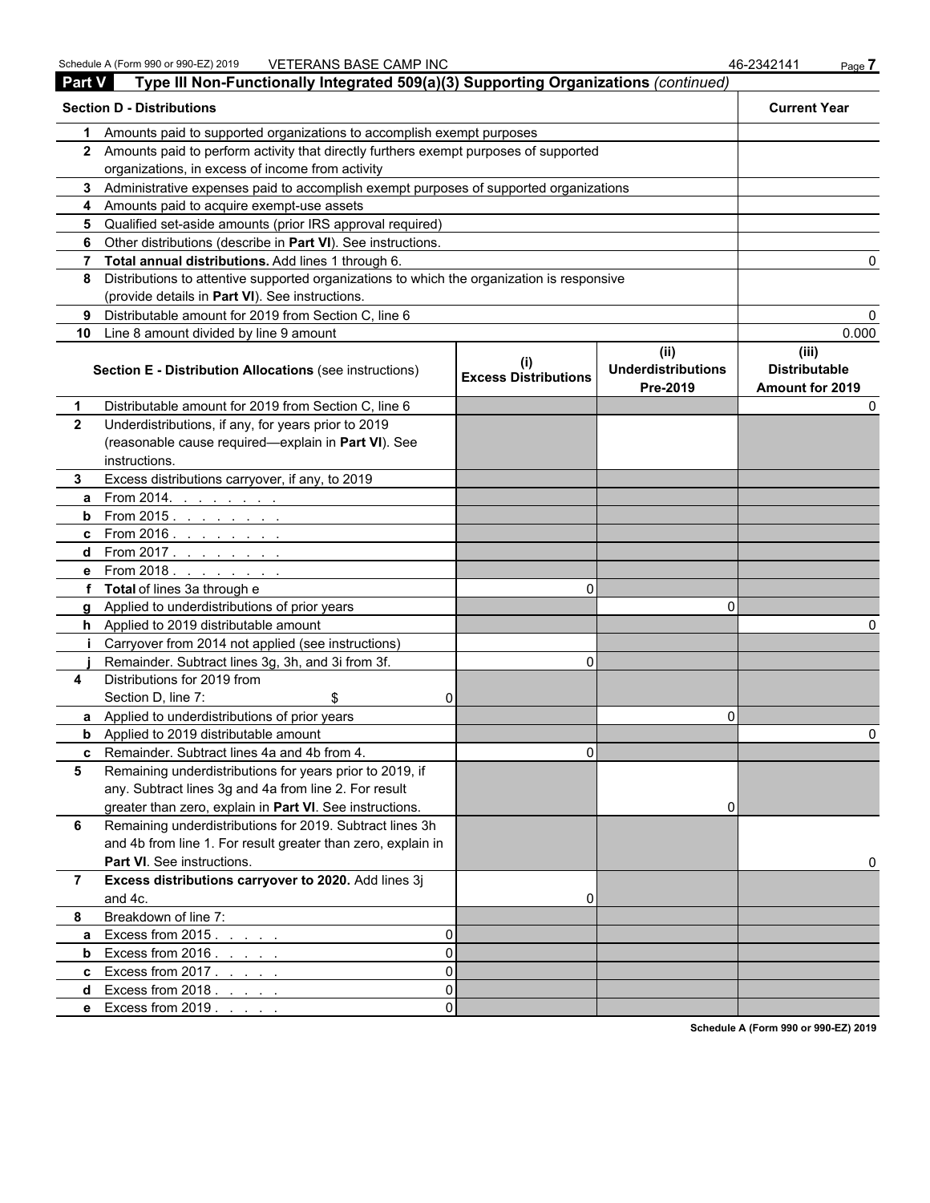## Part V Type III Non-Functionally Integrated 509(a)(3) Supporting Organizations *(continued)*

| | **Section D - Distributions** | **Current Year** |
|---|---|---|
| **1** | Amounts paid to supported organizations to accomplish exempt purposes | |
| **2** | Amounts paid to perform activity that directly furthers exempt purposes of supported organizations, in excess of income from activity | |
| **3** | Administrative expenses paid to accomplish exempt purposes of supported organizations | |
| **4** | Amounts paid to acquire exempt-use assets | |
| **5** | Qualified set-aside amounts (prior IRS approval required) | |
| **6** | Other distributions (describe in **Part VI**). See instructions. | |
| **7** | **Total annual distributions.** Add lines 1 through 6. | 0 |
| **8** | Distributions to attentive supported organizations to which the organization is responsive (provide details in **Part VI**). See instructions. | |
| **9** | Distributable amount for 2019 from Section C, line 6 | 0 |
| **10** | Line 8 amount divided by line 9 amount | 0.000 |

| | **Section E - Distribution Allocations** (see instructions) | **(i) Excess Distributions** | **(ii) Underdistributions Pre-2019** | **(iii) Distributable Amount for 2019** |
|---|---|---|---|---|
| **1** | Distributable amount for 2019 from Section C, line 6 | | | 0 |
| **2** | Underdistributions, if any, for years prior to 2019 (reasonable cause required—explain in **Part VI**). See instructions. | | | |
| **3** | Excess distributions carryover, if any, to 2019 | | | |
| **a** | From 2014. . . . . . . . | | | |
| **b** | From 2015 . . . . . . . . | | | |
| **c** | From 2016 . . . . . . . . | | | |
| **d** | From 2017 . . . . . . . . | | | |
| **e** | From 2018 . . . . . . . . | | | |
| **f** | **Total** of lines 3a through e | 0 | | |
| **g** | Applied to underdistributions of prior years | | 0 | |
| **h** | Applied to 2019 distributable amount | | | 0 |
| **i** | Carryover from 2014 not applied (see instructions) | | | |
| **j** | Remainder. Subtract lines 3g, 3h, and 3i from 3f. | 0 | | |
| **4** | Distributions for 2019 from Section D, line 7: $ 0 | | | |
| **a** | Applied to underdistributions of prior years | | 0 | |
| **b** | Applied to 2019 distributable amount | | | 0 |
| **c** | Remainder. Subtract lines 4a and 4b from 4. | 0 | | |
| **5** | Remaining underdistributions for years prior to 2019, if any. Subtract lines 3g and 4a from line 2. For result greater than zero, explain in **Part VI**. See instructions. | | 0 | |
| **6** | Remaining underdistributions for 2019. Subtract lines 3h and 4b from line 1. For result greater than zero, explain in **Part VI**. See instructions. | | | 0 |
| **7** | **Excess distributions carryover to 2020.** Add lines 3j and 4c. | 0 | | |
| **8** | Breakdown of line 7: | | | |
| **a** | Excess from 2015 . . . . . 0 | | | |
| **b** | Excess from 2016 . . . . . 0 | | | |
| **c** | Excess from 2017 . . . . . 0 | | | |
| **d** | Excess from 2018 . . . . . 0 | | | |
| **e** | Excess from 2019 . . . . . 0 | | | |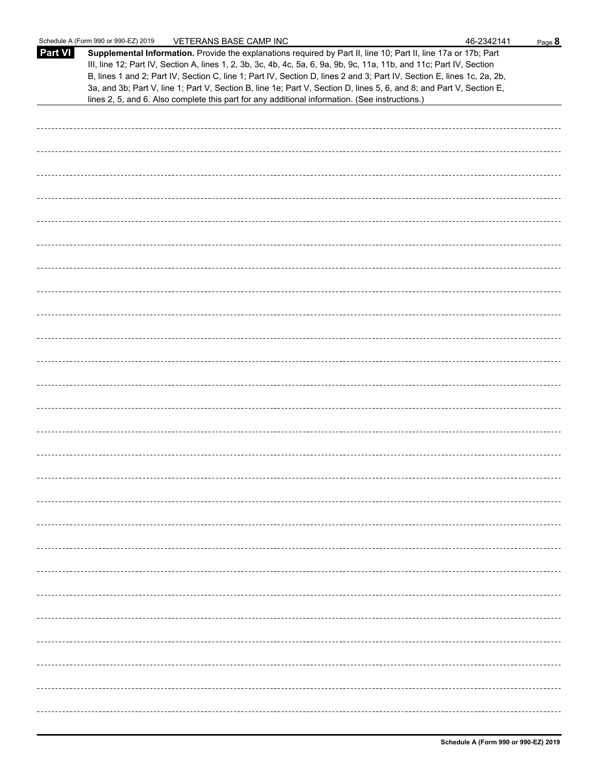**Part VI** **Supplemental Information.** Provide the explanations required by Part II, line 10; Part II, line 17a or 17b; Part III, line 12; Part IV, Section A, lines 1, 2, 3b, 3c, 4b, 4c, 5a, 6, 9a, 9b, 9c, 11a, 11b, and 11c; Part IV, Section B, lines 1 and 2; Part IV, Section C, line 1; Part IV, Section D, lines 2 and 3; Part IV, Section E, lines 1c, 2a, 2b, 3a, and 3b; Part V, line 1; Part V, Section B, line 1e; Part V, Section D, lines 5, 6, and 8; and Part V, Section E, lines 2, 5, and 6. Also complete this part for any additional information. (See instructions.)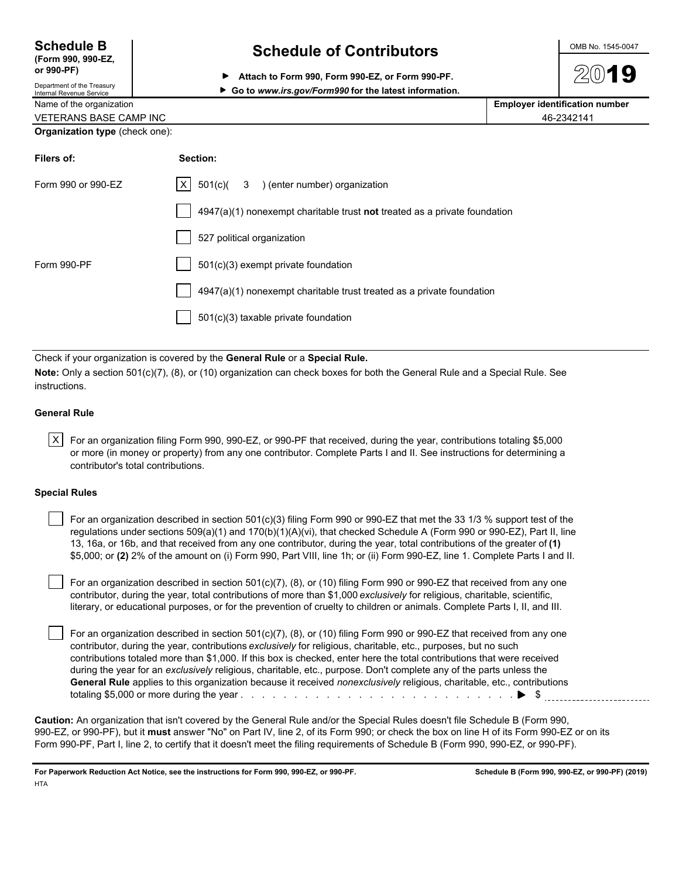**Schedule B**
**(Form 990, 990-EZ, or 990-PF)**
Department of the Treasury
Internal Revenue Service

# Schedule of Contributors

▶ **Attach to Form 990, Form 990-EZ, or Form 990-PF.**
▶ **Go to *www.irs.gov/Form990* for the latest information.**

OMB No. 1545-0047

**2019**

| Name of the organization | Employer identification number |
|---|---|
| VETERANS BASE CAMP INC | 46-2342141 |

**Organization type** (check one):

| Filers of: | Section: |
|---|---|
| Form 990 or 990-EZ | [X] 501(c)( 3 ) (enter number) organization |
| | [ ] 4947(a)(1) nonexempt charitable trust **not** treated as a private foundation |
| | [ ] 527 political organization |
| Form 990-PF | [ ] 501(c)(3) exempt private foundation |
| | [ ] 4947(a)(1) nonexempt charitable trust treated as a private foundation |
| | [ ] 501(c)(3) taxable private foundation |

Check if your organization is covered by the **General Rule** or a **Special Rule.**

**Note:** Only a section 501(c)(7), (8), or (10) organization can check boxes for both the General Rule and a Special Rule. See instructions.

### General Rule

[X] For an organization filing Form 990, 990-EZ, or 990-PF that received, during the year, contributions totaling $5,000 or more (in money or property) from any one contributor. Complete Parts I and II. See instructions for determining a contributor's total contributions.

### Special Rules

[ ] For an organization described in section 501(c)(3) filing Form 990 or 990-EZ that met the 33 1/3 % support test of the regulations under sections 509(a)(1) and 170(b)(1)(A)(vi), that checked Schedule A (Form 990 or 990-EZ), Part II, line 13, 16a, or 16b, and that received from any one contributor, during the year, total contributions of the greater of **(1)** $5,000; or **(2)** 2% of the amount on (i) Form 990, Part VIII, line 1h; or (ii) Form 990-EZ, line 1. Complete Parts I and II.

[ ] For an organization described in section 501(c)(7), (8), or (10) filing Form 990 or 990-EZ that received from any one contributor, during the year, total contributions of more than $1,000 *exclusively* for religious, charitable, scientific, literary, or educational purposes, or for the prevention of cruelty to children or animals. Complete Parts I, II, and III.

[ ] For an organization described in section 501(c)(7), (8), or (10) filing Form 990 or 990-EZ that received from any one contributor, during the year, contributions *exclusively* for religious, charitable, etc., purposes, but no such contributions totaled more than $1,000. If this box is checked, enter here the total contributions that were received during the year for an *exclusively* religious, charitable, etc., purpose. Don't complete any of the parts unless the **General Rule** applies to this organization because it received *nonexclusively* religious, charitable, etc., contributions totaling $5,000 or more during the year . . . . . . . . . . . . . . . . . . . . . . . . . . . . . . . ▶ $ ____________

**Caution:** An organization that isn't covered by the General Rule and/or the Special Rules doesn't file Schedule B (Form 990, 990-EZ, or 990-PF), but it **must** answer "No" on Part IV, line 2, of its Form 990; or check the box on line H of its Form 990-EZ or on its Form 990-PF, Part I, line 2, to certify that it doesn't meet the filing requirements of Schedule B (Form 990, 990-EZ, or 990-PF).

**For Paperwork Reduction Act Notice, see the instructions for Form 990, 990-EZ, or 990-PF.** **Schedule B (Form 990, 990-EZ, or 990-PF) (2019)**

HTA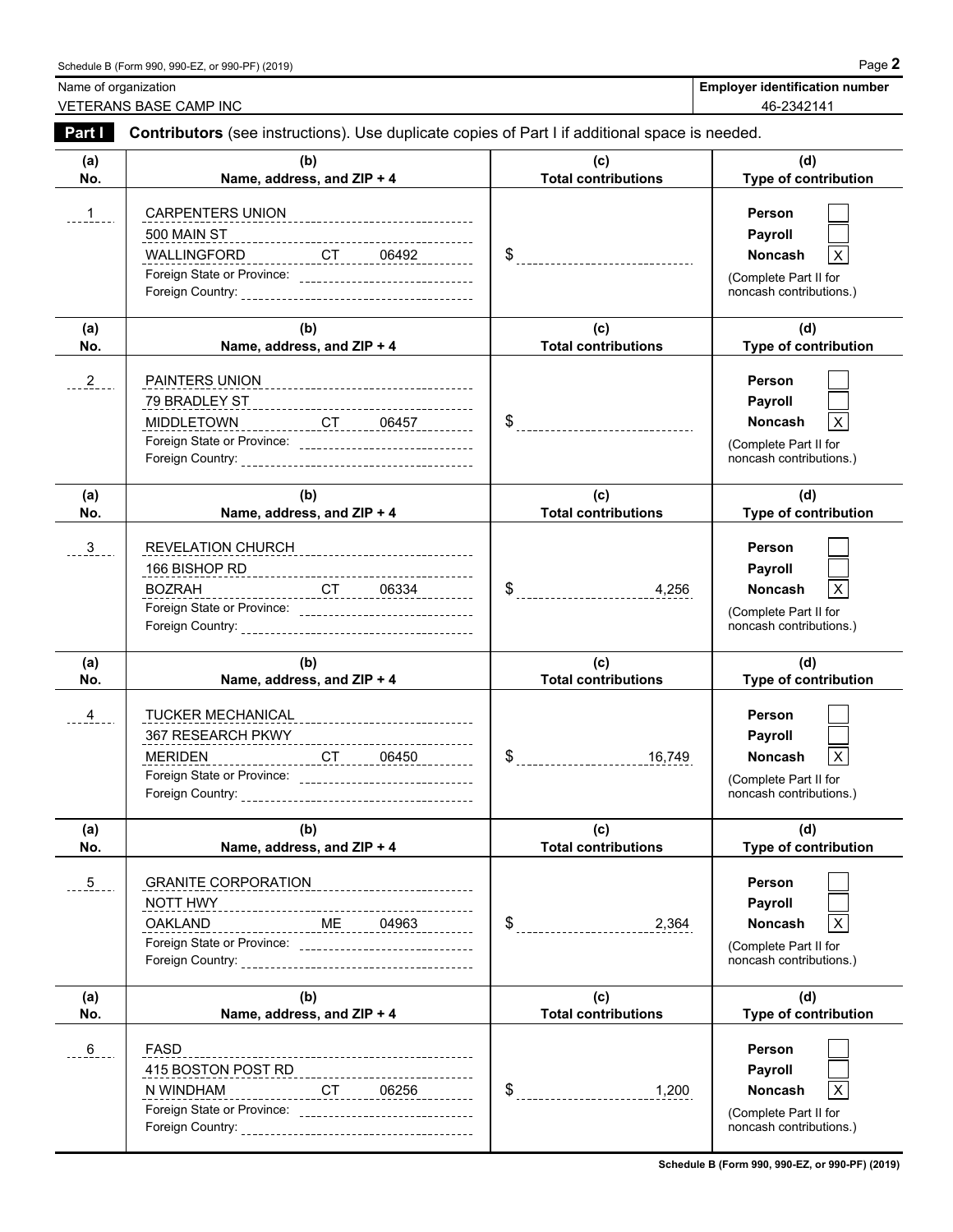Name of organization: VETERANS BASE CAMP INC

Employer identification number: 46-2342141

**Part I** **Contributors** (see instructions). Use duplicate copies of Part I if additional space is needed.

| (a) No. | (b) Name, address, and ZIP + 4 | (c) Total contributions | (d) Type of contribution |
|---|---|---|---|
| 1 | CARPENTERS UNION<br>500 MAIN ST<br>WALLINGFORD CT 06492<br>Foreign State or Province:<br>Foreign Country: | $ | Person [ ]<br>Payroll [ ]<br>Noncash [X]<br>(Complete Part II for noncash contributions.) |
| 2 | PAINTERS UNION<br>79 BRADLEY ST<br>MIDDLETOWN CT 06457<br>Foreign State or Province:<br>Foreign Country: | $ | Person [ ]<br>Payroll [ ]<br>Noncash [X]<br>(Complete Part II for noncash contributions.) |
| 3 | REVELATION CHURCH<br>166 BISHOP RD<br>BOZRAH CT 06334<br>Foreign State or Province:<br>Foreign Country: | $ 4,256 | Person [ ]<br>Payroll [ ]<br>Noncash [X]<br>(Complete Part II for noncash contributions.) |
| 4 | TUCKER MECHANICAL<br>367 RESEARCH PKWY<br>MERIDEN CT 06450<br>Foreign State or Province:<br>Foreign Country: | $ 16,749 | Person [ ]<br>Payroll [ ]<br>Noncash [X]<br>(Complete Part II for noncash contributions.) |
| 5 | GRANITE CORPORATION<br>NOTT HWY<br>OAKLAND ME 04963<br>Foreign State or Province:<br>Foreign Country: | $ 2,364 | Person [ ]<br>Payroll [ ]<br>Noncash [X]<br>(Complete Part II for noncash contributions.) |
| 6 | FASD<br>415 BOSTON POST RD<br>N WINDHAM CT 06256<br>Foreign State or Province:<br>Foreign Country: | $ 1,200 | Person [ ]<br>Payroll [ ]<br>Noncash [X]<br>(Complete Part II for noncash contributions.) |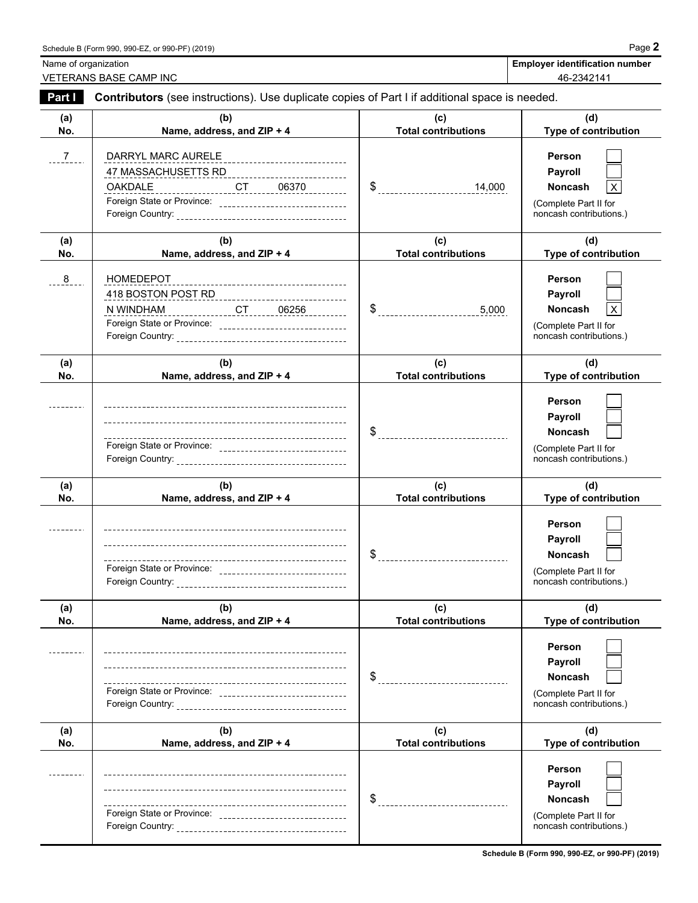Schedule B (Form 990, 990-EZ, or 990-PF) (2019)

| Name of organization | Employer identification number |
|---|---|
| VETERANS BASE CAMP INC | 46-2342141 |

## Part I Contributors (see instructions). Use duplicate copies of Part I if additional space is needed.

| (a) No. | (b) Name, address, and ZIP + 4 | (c) Total contributions | (d) Type of contribution |
|---|---|---|---|
| 7 | DARRYL MARC AURELE<br>47 MASSACHUSETTS RD<br>OAKDALE CT 06370<br>Foreign State or Province:<br>Foreign Country: | $ 14,000 | Person [ ]<br>Payroll [ ]<br>Noncash [X]<br>(Complete Part II for noncash contributions.) |
| 8 | HOMEDEPOT<br>418 BOSTON POST RD<br>N WINDHAM CT 06256<br>Foreign State or Province:<br>Foreign Country: | $ 5,000 | Person [ ]<br>Payroll [ ]<br>Noncash [X]<br>(Complete Part II for noncash contributions.) |
| | Foreign State or Province:<br>Foreign Country: | $ | Person [ ]<br>Payroll [ ]<br>Noncash [ ]<br>(Complete Part II for noncash contributions.) |
| | Foreign State or Province:<br>Foreign Country: | $ | Person [ ]<br>Payroll [ ]<br>Noncash [ ]<br>(Complete Part II for noncash contributions.) |
| | Foreign State or Province:<br>Foreign Country: | $ | Person [ ]<br>Payroll [ ]<br>Noncash [ ]<br>(Complete Part II for noncash contributions.) |
| | Foreign State or Province:<br>Foreign Country: | $ | Person [ ]<br>Payroll [ ]<br>Noncash [ ]<br>(Complete Part II for noncash contributions.) |

Schedule B (Form 990, 990-EZ, or 990-PF) (2019)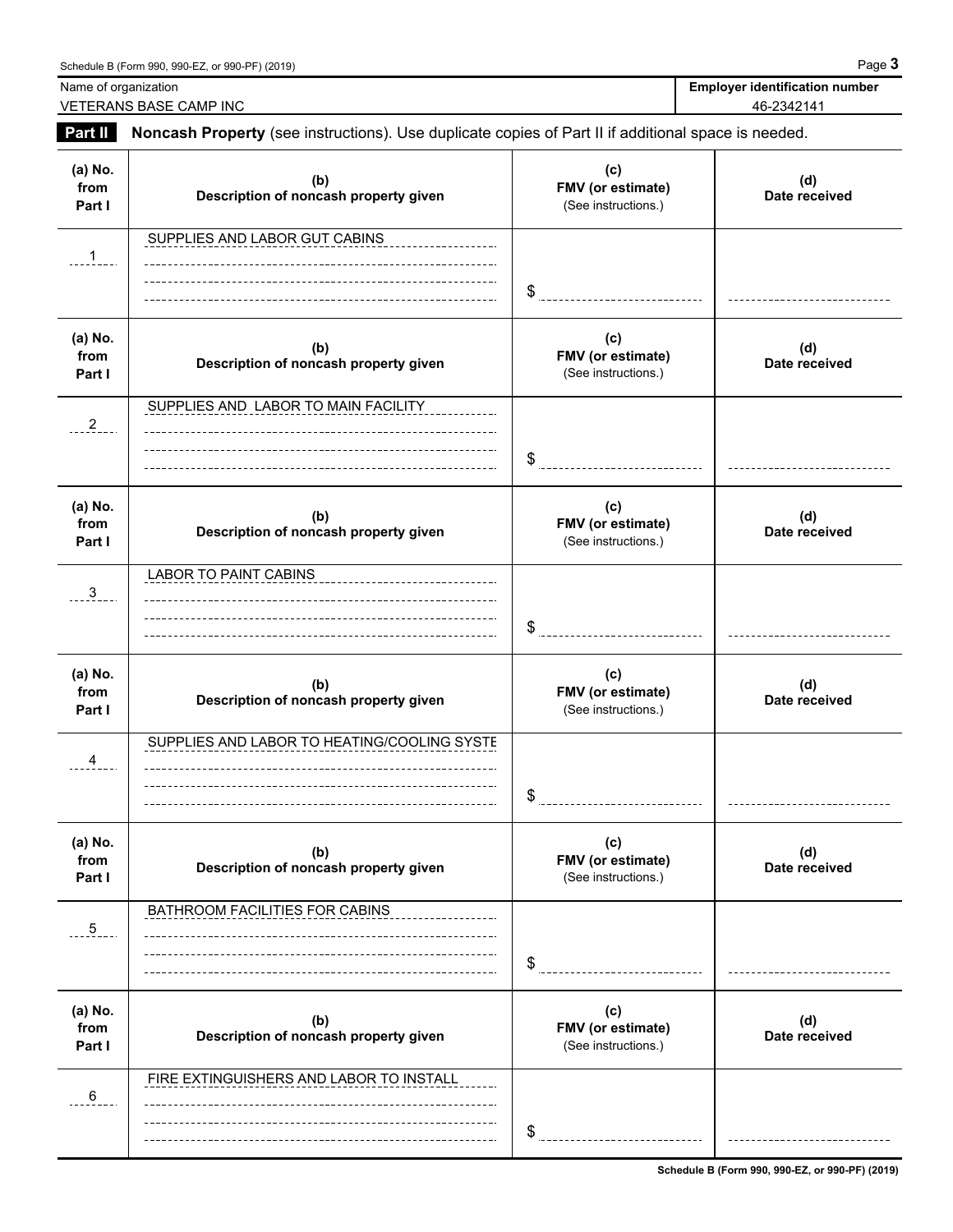Name of organization: VETERANS BASE CAMP INC

Employer identification number: 46-2342141

**Part II** **Noncash Property** (see instructions). Use duplicate copies of Part II if additional space is needed.

| (a) No. from Part I | (b) Description of noncash property given | (c) FMV (or estimate) (See instructions.) | (d) Date received |
|---|---|---|---|
| 1 | SUPPLIES AND LABOR GUT CABINS | $ | |
| 2 | SUPPLIES AND LABOR TO MAIN FACILITY | $ | |
| 3 | LABOR TO PAINT CABINS | $ | |
| 4 | SUPPLIES AND LABOR TO HEATING/COOLING SYSTE | $ | |
| 5 | BATHROOM FACILITIES FOR CABINS | $ | |
| 6 | FIRE EXTINGUISHERS AND LABOR TO INSTALL | $ | |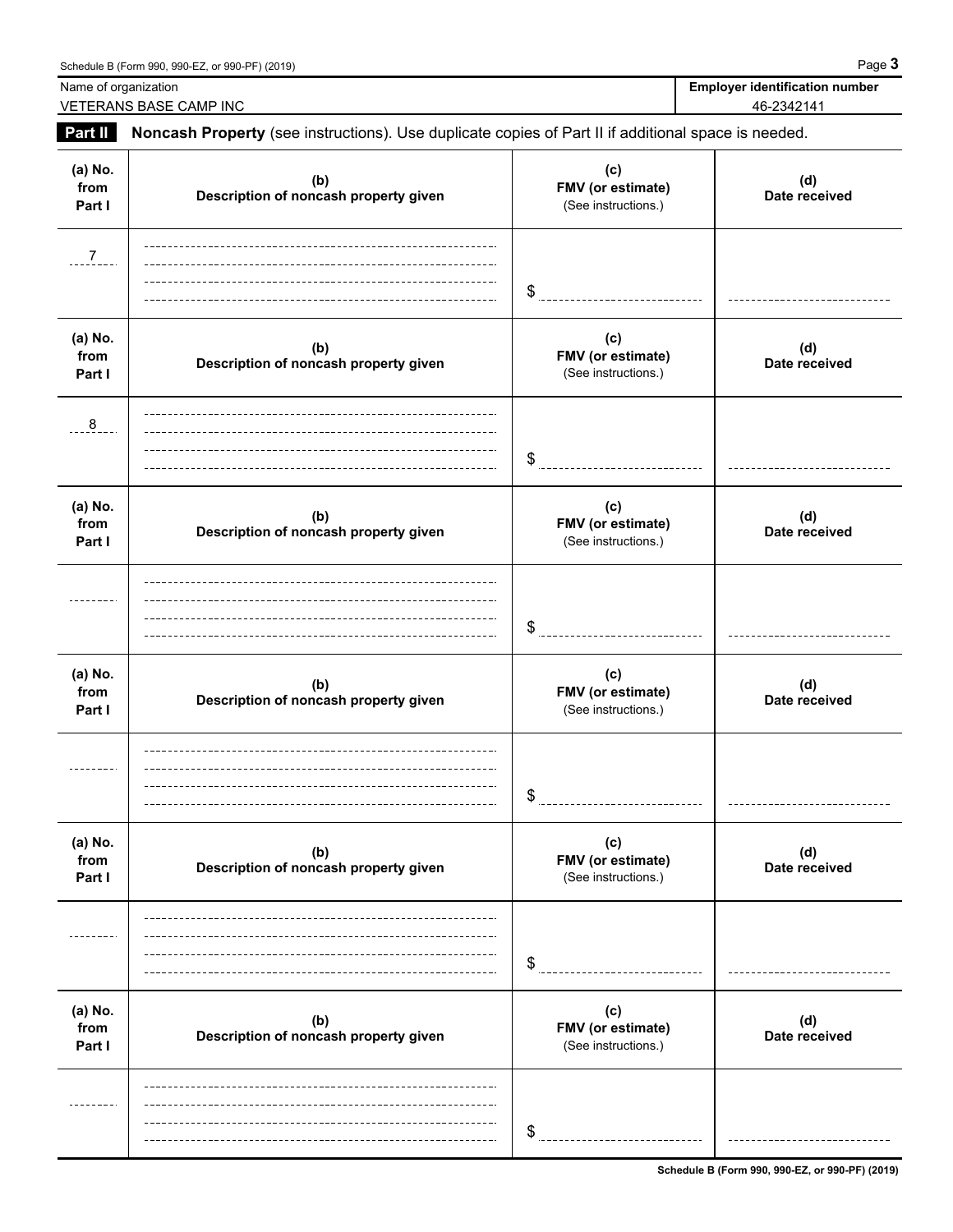Name of organization: VETERANS BASE CAMP INC

Employer identification number: 46-2342141

**Part II** **Noncash Property** (see instructions). Use duplicate copies of Part II if additional space is needed.

| (a) No. from Part I | (b) Description of noncash property given | (c) FMV (or estimate) (See instructions.) | (d) Date received |
|---|---|---|---|
| 7 | | $ | |

| (a) No. from Part I | (b) Description of noncash property given | (c) FMV (or estimate) (See instructions.) | (d) Date received |
|---|---|---|---|
| 8 | | $ | |

| (a) No. from Part I | (b) Description of noncash property given | (c) FMV (or estimate) (See instructions.) | (d) Date received |
|---|---|---|---|
| | | $ | |

| (a) No. from Part I | (b) Description of noncash property given | (c) FMV (or estimate) (See instructions.) | (d) Date received |
|---|---|---|---|
| | | $ | |

| (a) No. from Part I | (b) Description of noncash property given | (c) FMV (or estimate) (See instructions.) | (d) Date received |
|---|---|---|---|
| | | $ | |

| (a) No. from Part I | (b) Description of noncash property given | (c) FMV (or estimate) (See instructions.) | (d) Date received |
|---|---|---|---|
| | | $ | |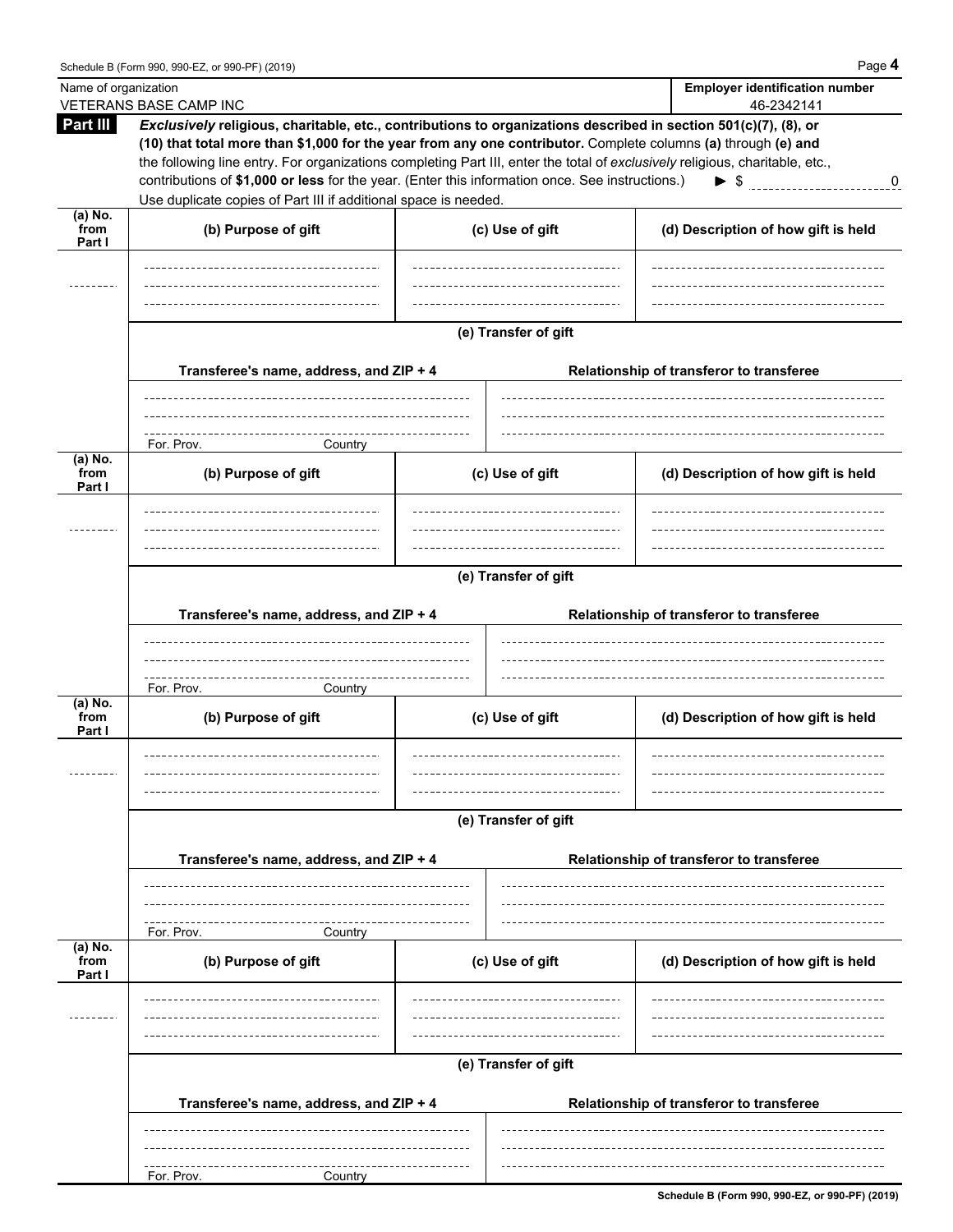Name of organization: VETERANS BASE CAMP INC

Employer identification number: 46-2342141

**Part III** ***Exclusively*** **religious, charitable, etc., contributions to organizations described in section 501(c)(7), (8), or (10) that total more than $1,000 for the year from any one contributor.** Complete columns **(a)** through **(e) and** the following line entry. For organizations completing Part III, enter the total of *exclusively* religious, charitable, etc., contributions of **$1,000 or less** for the year. (Enter this information once. See instructions.) ► $ 0

Use duplicate copies of Part III if additional space is needed.

| (a) No. from Part I | (b) Purpose of gift | (c) Use of gift | (d) Description of how gift is held |
|---|---|---|---|
| | | | |

**(e) Transfer of gift**

| Transferee's name, address, and ZIP + 4 | Relationship of transferor to transferee |
|---|---|
| For. Prov. Country | |

| (a) No. from Part I | (b) Purpose of gift | (c) Use of gift | (d) Description of how gift is held |
|---|---|---|---|
| | | | |

**(e) Transfer of gift**

| Transferee's name, address, and ZIP + 4 | Relationship of transferor to transferee |
|---|---|
| For. Prov. Country | |

| (a) No. from Part I | (b) Purpose of gift | (c) Use of gift | (d) Description of how gift is held |
|---|---|---|---|
| | | | |

**(e) Transfer of gift**

| Transferee's name, address, and ZIP + 4 | Relationship of transferor to transferee |
|---|---|
| For. Prov. Country | |

| (a) No. from Part I | (b) Purpose of gift | (c) Use of gift | (d) Description of how gift is held |
|---|---|---|---|
| | | | |

**(e) Transfer of gift**

| Transferee's name, address, and ZIP + 4 | Relationship of transferor to transferee |
|---|---|
| For. Prov. Country | |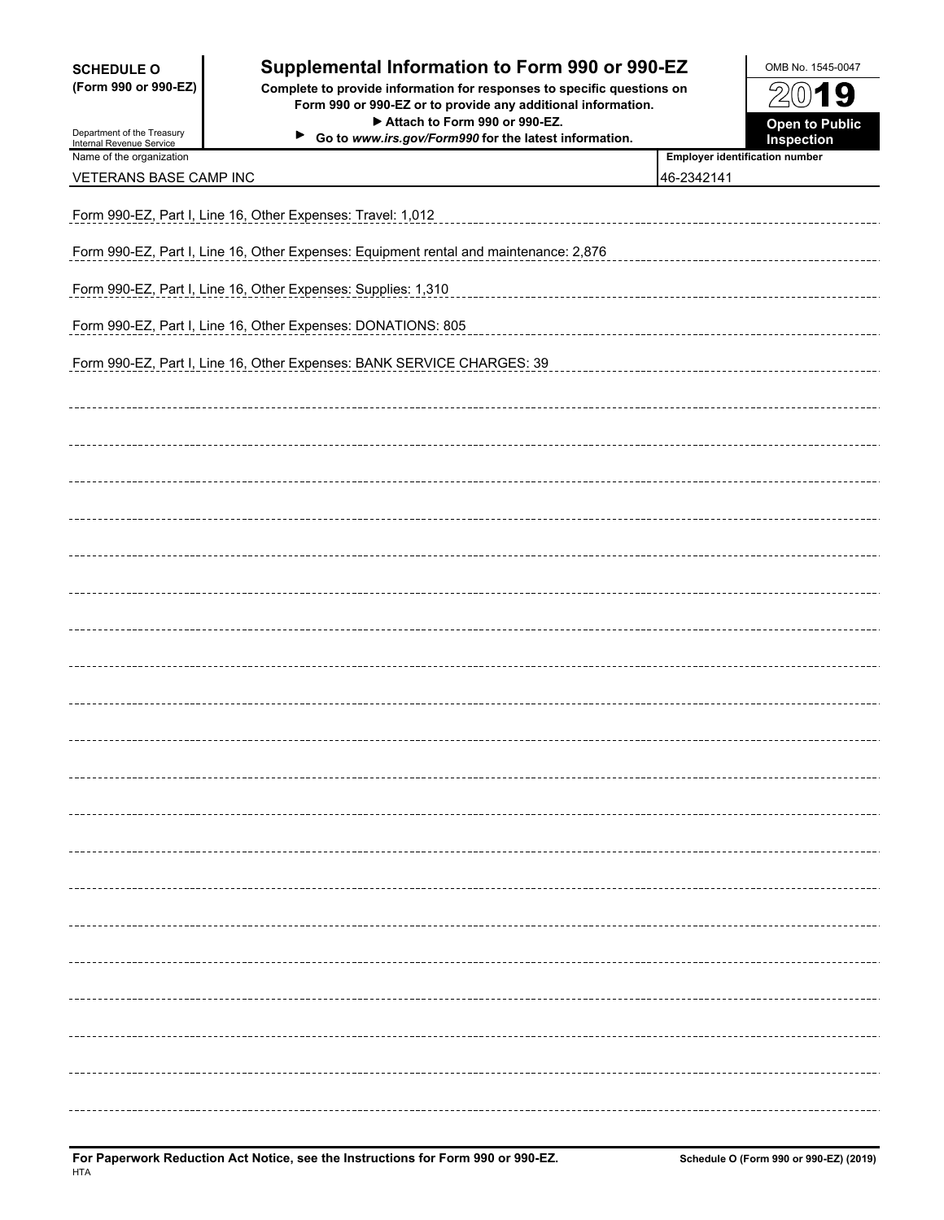**SCHEDULE O**
**(Form 990 or 990-EZ)**

Department of the Treasury
Internal Revenue Service

# Supplemental Information to Form 990 or 990-EZ

**Complete to provide information for responses to specific questions on Form 990 or 990-EZ or to provide any additional information.**
**▶ Attach to Form 990 or 990-EZ.**
**▶ Go to *www.irs.gov/Form990* for the latest information.**

OMB No. 1545-0047

**2019**

**Open to Public Inspection**

| Name of the organization | Employer identification number |
| --- | --- |
| VETERANS BASE CAMP INC | 46-2342141 |

Form 990-EZ, Part I, Line 16, Other Expenses: Travel: 1,012

Form 990-EZ, Part I, Line 16, Other Expenses: Equipment rental and maintenance: 2,876

Form 990-EZ, Part I, Line 16, Other Expenses: Supplies: 1,310

Form 990-EZ, Part I, Line 16, Other Expenses: DONATIONS: 805

Form 990-EZ, Part I, Line 16, Other Expenses: BANK SERVICE CHARGES: 39

**For Paperwork Reduction Act Notice, see the Instructions for Form 990 or 990-EZ.**
HTA

**Schedule O (Form 990 or 990-EZ) (2019)**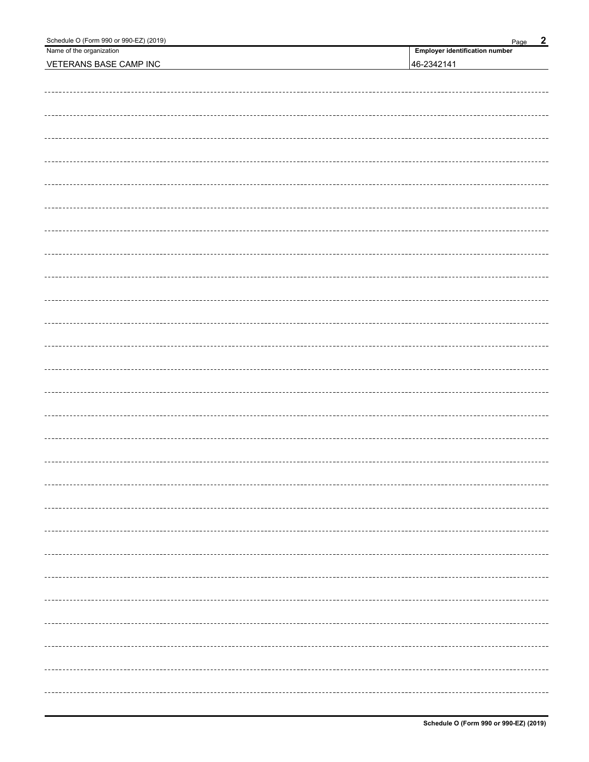| Name of the organization | Employer identification number |
| --- | --- |
| VETERANS BASE CAMP INC | 46-2342141 |